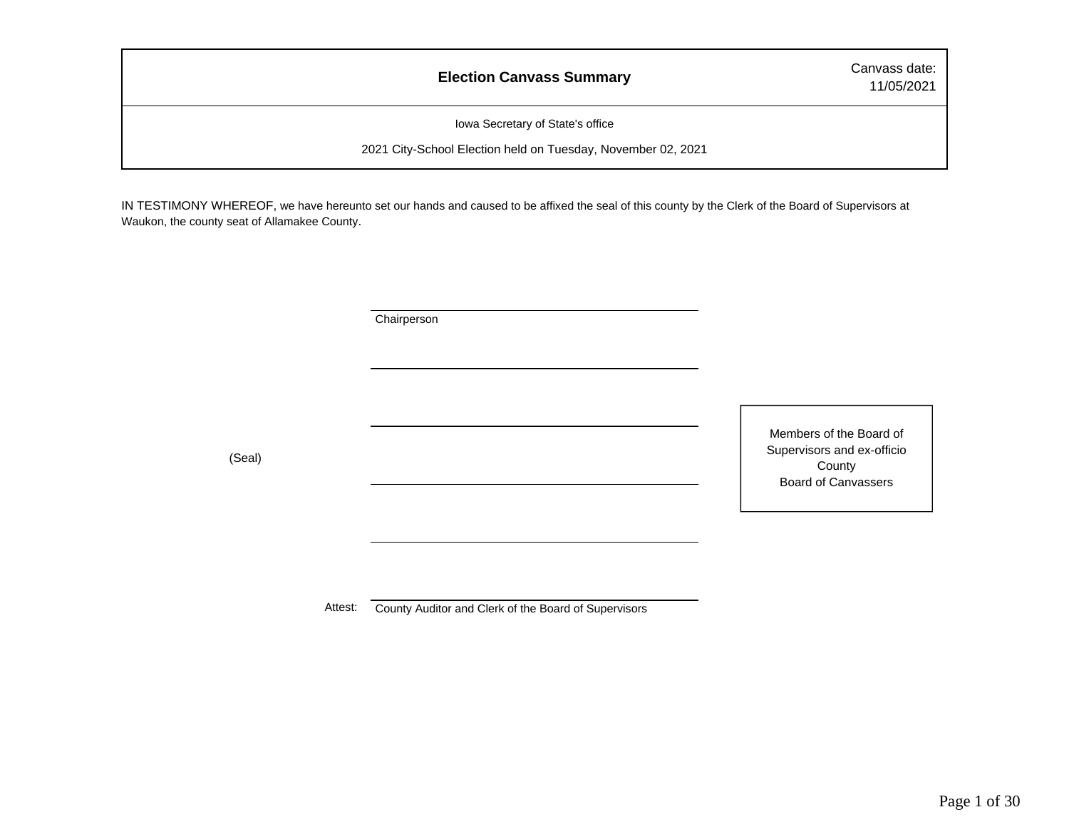| **Election Canvass Summary** | Canvass date: 11/05/2021 |
| --- | --- |
| Iowa Secretary of State's office | |
| 2021 City-School Election held on Tuesday, November 02, 2021 | |

IN TESTIMONY WHEREOF, we have hereunto set our hands and caused to be affixed the seal of this county by the Clerk of the Board of Supervisors at Waukon, the county seat of Allamakee County.

\_\_\_\_\_\_\_\_\_\_\_\_\_\_\_\_\_\_\_\_\_\_\_\_\_\_\_\_\_\_\_\_\_\_\_\_\_\_\_\_
Chairperson

\_\_\_\_\_\_\_\_\_\_\_\_\_\_\_\_\_\_\_\_\_\_\_\_\_\_\_\_\_\_\_\_\_\_\_\_\_\_\_\_

\_\_\_\_\_\_\_\_\_\_\_\_\_\_\_\_\_\_\_\_\_\_\_\_\_\_\_\_\_\_\_\_\_\_\_\_\_\_\_\_

(Seal)

Members of the Board of Supervisors and ex-officio County Board of Canvassers

\_\_\_\_\_\_\_\_\_\_\_\_\_\_\_\_\_\_\_\_\_\_\_\_\_\_\_\_\_\_\_\_\_\_\_\_\_\_\_\_

\_\_\_\_\_\_\_\_\_\_\_\_\_\_\_\_\_\_\_\_\_\_\_\_\_\_\_\_\_\_\_\_\_\_\_\_\_\_\_\_

Attest: \_\_\_\_\_\_\_\_\_\_\_\_\_\_\_\_\_\_\_\_\_\_\_\_\_\_\_\_\_\_\_\_\_\_\_\_\_\_\_\_
County Auditor and Clerk of the Board of Supervisors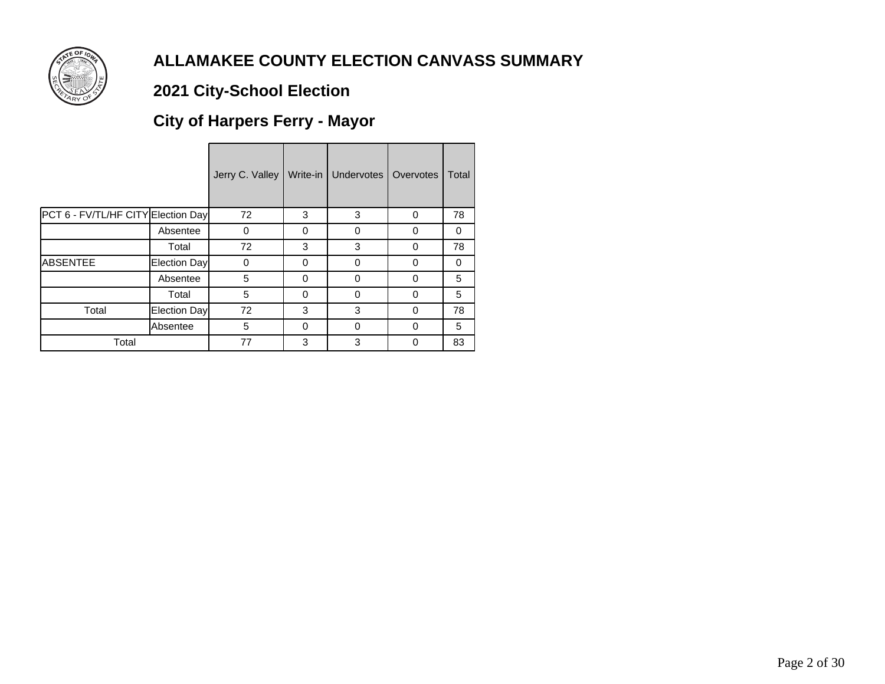# ALLAMAKEE COUNTY ELECTION CANVASS SUMMARY

## 2021 City-School Election

## City of Harpers Ferry - Mayor

| | | Jerry C. Valley | Write-in | Undervotes | Overvotes | Total |
|---|---|---|---|---|---|---|
| PCT 6 - FV/TL/HF CITY | Election Day | 72 | 3 | 3 | 0 | 78 |
| | Absentee | 0 | 0 | 0 | 0 | 0 |
| | Total | 72 | 3 | 3 | 0 | 78 |
| ABSENTEE | Election Day | 0 | 0 | 0 | 0 | 0 |
| | Absentee | 5 | 0 | 0 | 0 | 5 |
| | Total | 5 | 0 | 0 | 0 | 5 |
| Total | Election Day | 72 | 3 | 3 | 0 | 78 |
| | Absentee | 5 | 0 | 0 | 0 | 5 |
| Total | | 77 | 3 | 3 | 0 | 83 |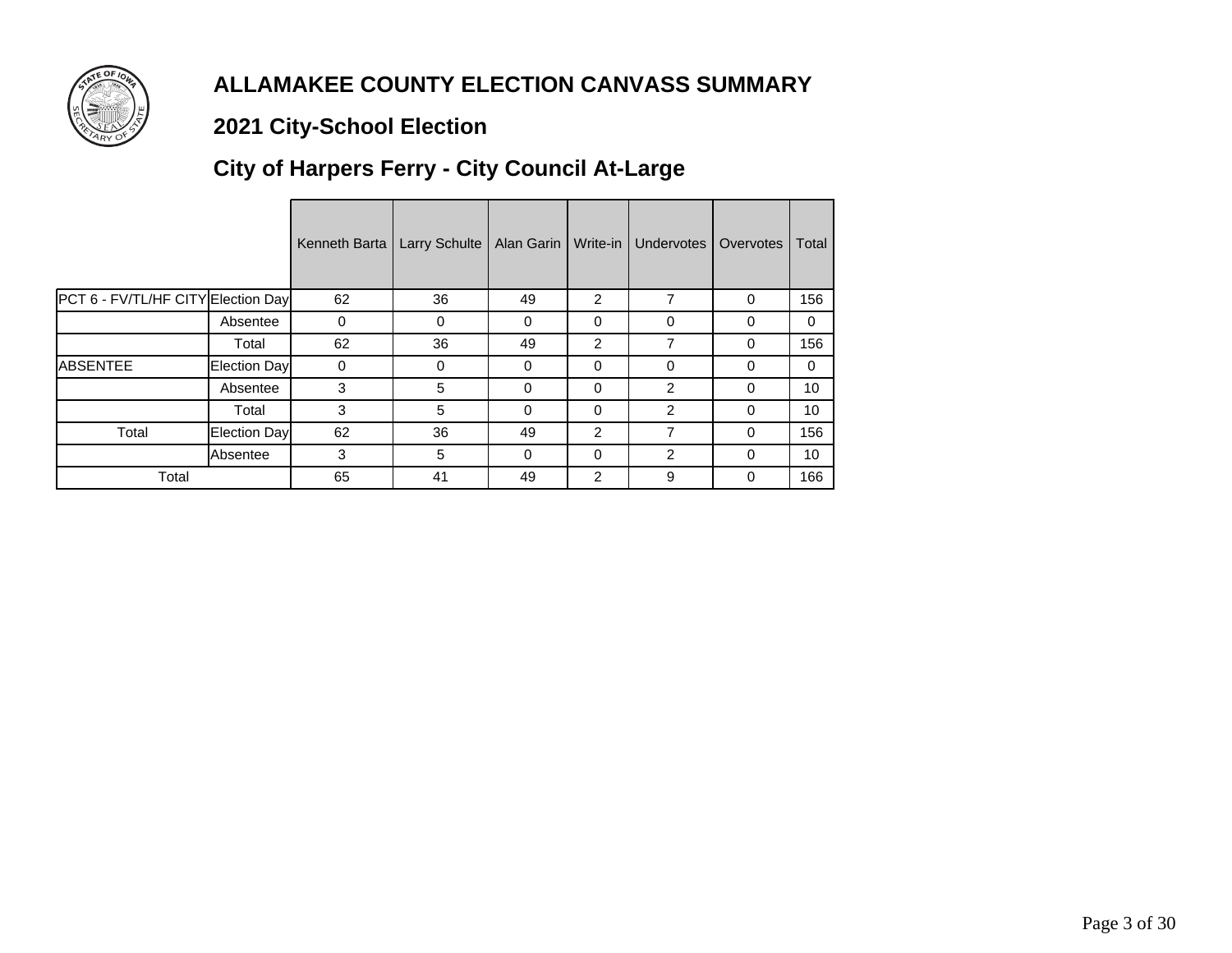# ALLAMAKEE COUNTY ELECTION CANVASS SUMMARY

## 2021 City-School Election

## City of Harpers Ferry - City Council At-Large

| | | Kenneth Barta | Larry Schulte | Alan Garin | Write-in | Undervotes | Overvotes | Total |
|---|---|---|---|---|---|---|---|---|
| PCT 6 - FV/TL/HF CITY | Election Day | 62 | 36 | 49 | 2 | 7 | 0 | 156 |
| | Absentee | 0 | 0 | 0 | 0 | 0 | 0 | 0 |
| | Total | 62 | 36 | 49 | 2 | 7 | 0 | 156 |
| ABSENTEE | Election Day | 0 | 0 | 0 | 0 | 0 | 0 | 0 |
| | Absentee | 3 | 5 | 0 | 0 | 2 | 0 | 10 |
| | Total | 3 | 5 | 0 | 0 | 2 | 0 | 10 |
| Total | Election Day | 62 | 36 | 49 | 2 | 7 | 0 | 156 |
| | Absentee | 3 | 5 | 0 | 0 | 2 | 0 | 10 |
| Total | | 65 | 41 | 49 | 2 | 9 | 0 | 166 |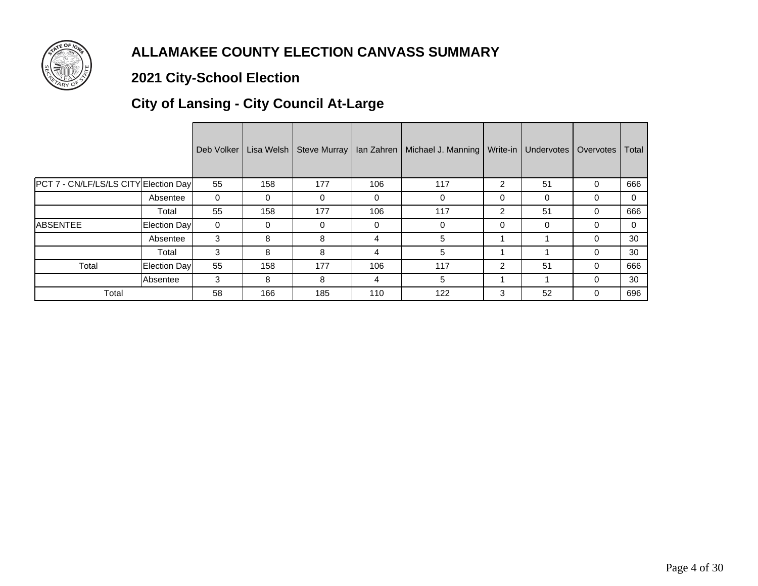# ALLAMAKEE COUNTY ELECTION CANVASS SUMMARY

## 2021 City-School Election

## City of Lansing - City Council At-Large

| | | Deb Volker | Lisa Welsh | Steve Murray | Ian Zahren | Michael J. Manning | Write-in | Undervotes | Overvotes | Total |
|---|---|---|---|---|---|---|---|---|---|---|
| PCT 7 - CN/LF/LS/LS CITY | Election Day | 55 | 158 | 177 | 106 | 117 | 2 | 51 | 0 | 666 |
| | Absentee | 0 | 0 | 0 | 0 | 0 | 0 | 0 | 0 | 0 |
| | Total | 55 | 158 | 177 | 106 | 117 | 2 | 51 | 0 | 666 |
| ABSENTEE | Election Day | 0 | 0 | 0 | 0 | 0 | 0 | 0 | 0 | 0 |
| | Absentee | 3 | 8 | 8 | 4 | 5 | 1 | 1 | 0 | 30 |
| | Total | 3 | 8 | 8 | 4 | 5 | 1 | 1 | 0 | 30 |
| Total | Election Day | 55 | 158 | 177 | 106 | 117 | 2 | 51 | 0 | 666 |
| | Absentee | 3 | 8 | 8 | 4 | 5 | 1 | 1 | 0 | 30 |
| Total | | 58 | 166 | 185 | 110 | 122 | 3 | 52 | 0 | 696 |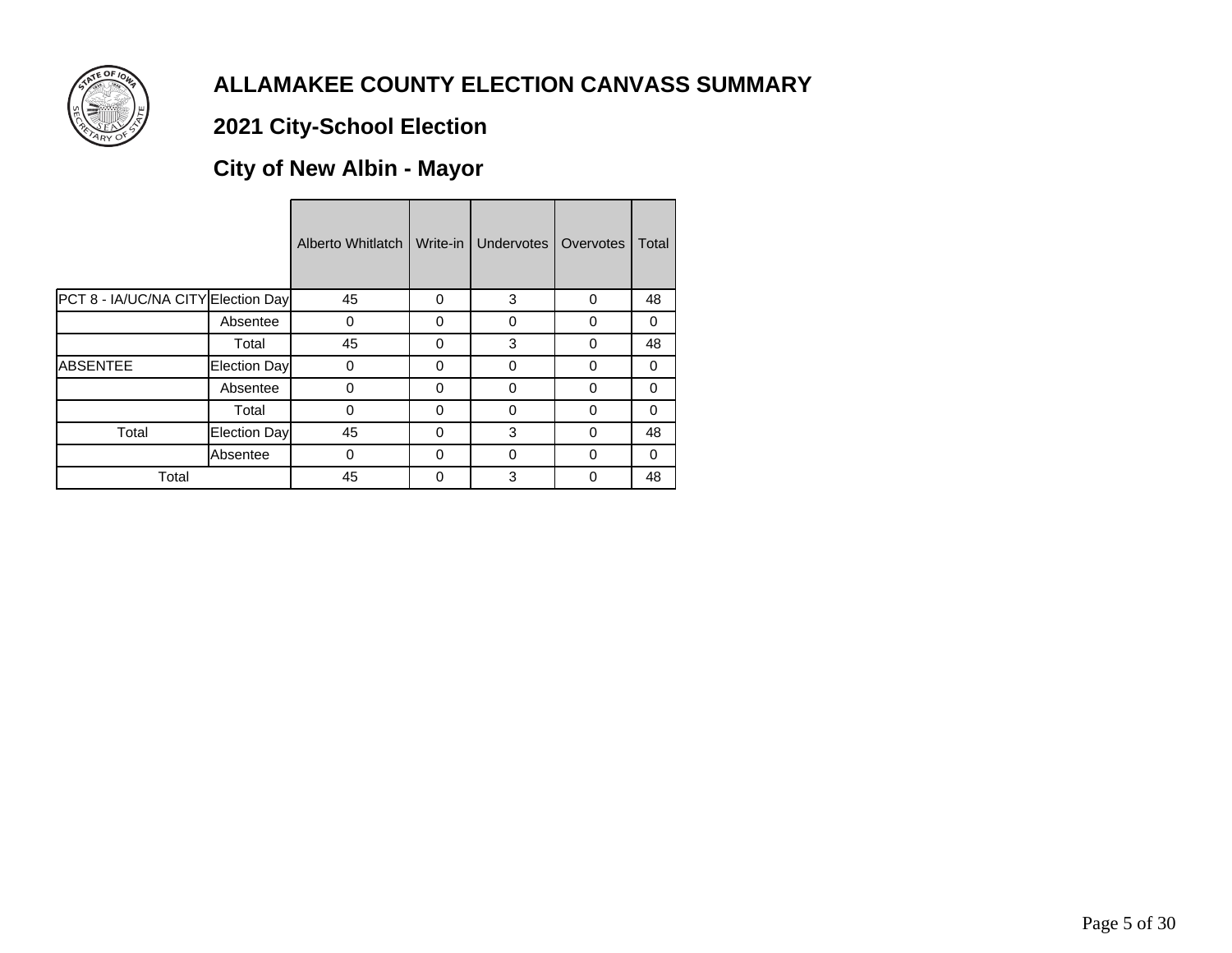# ALLAMAKEE COUNTY ELECTION CANVASS SUMMARY

## 2021 City-School Election

## City of New Albin - Mayor

| | | Alberto Whitlatch | Write-in | Undervotes | Overvotes | Total |
|---|---|---|---|---|---|---|
| PCT 8 - IA/UC/NA CITY | Election Day | 45 | 0 | 3 | 0 | 48 |
| | Absentee | 0 | 0 | 0 | 0 | 0 |
| | Total | 45 | 0 | 3 | 0 | 48 |
| ABSENTEE | Election Day | 0 | 0 | 0 | 0 | 0 |
| | Absentee | 0 | 0 | 0 | 0 | 0 |
| | Total | 0 | 0 | 0 | 0 | 0 |
| Total | Election Day | 45 | 0 | 3 | 0 | 48 |
| | Absentee | 0 | 0 | 0 | 0 | 0 |
| Total | | 45 | 0 | 3 | 0 | 48 |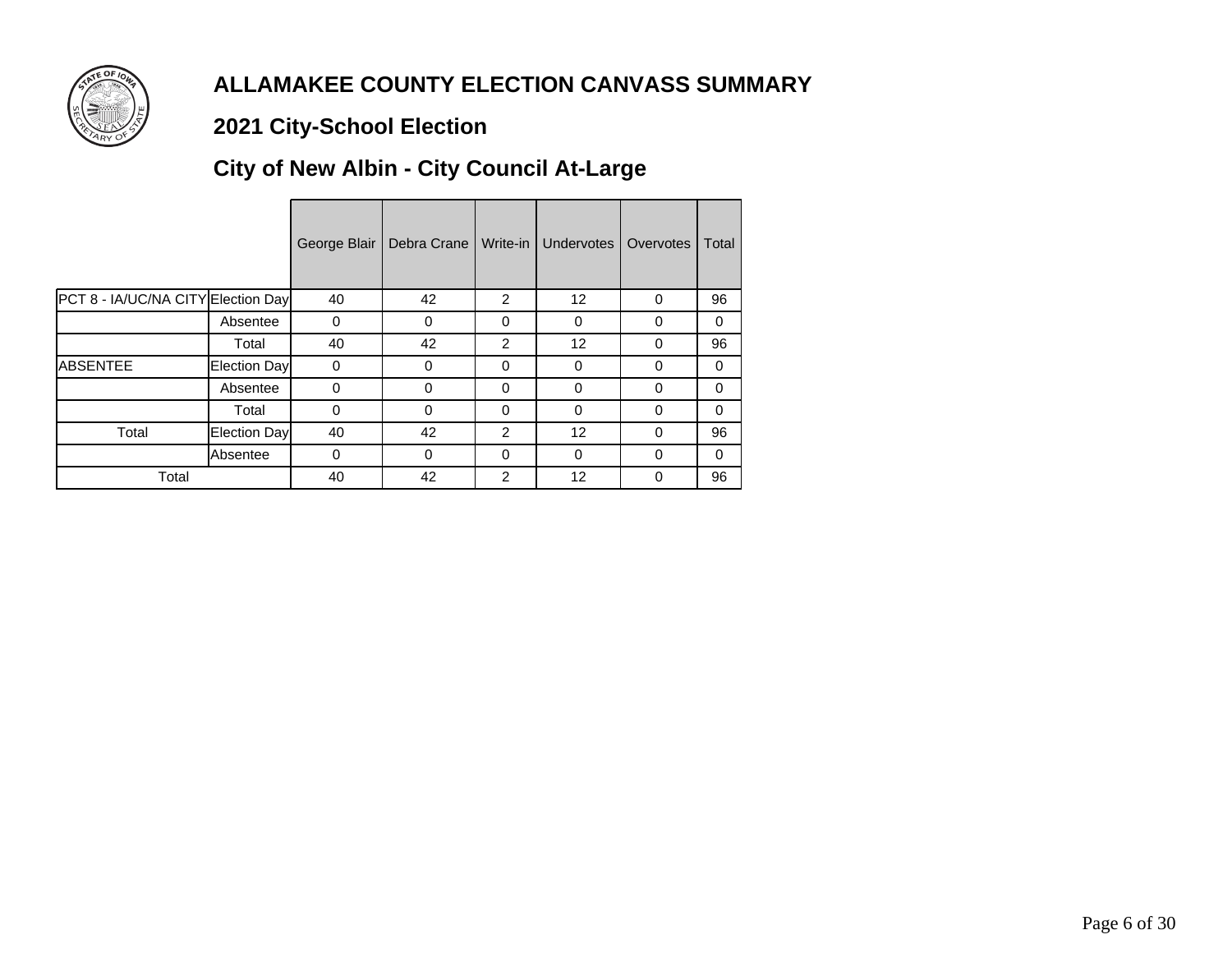# ALLAMAKEE COUNTY ELECTION CANVASS SUMMARY

## 2021 City-School Election

## City of New Albin - City Council At-Large

| | | George Blair | Debra Crane | Write-in | Undervotes | Overvotes | Total |
|---|---|---|---|---|---|---|---|
| PCT 8 - IA/UC/NA CITY | Election Day | 40 | 42 | 2 | 12 | 0 | 96 |
| | Absentee | 0 | 0 | 0 | 0 | 0 | 0 |
| | Total | 40 | 42 | 2 | 12 | 0 | 96 |
| ABSENTEE | Election Day | 0 | 0 | 0 | 0 | 0 | 0 |
| | Absentee | 0 | 0 | 0 | 0 | 0 | 0 |
| | Total | 0 | 0 | 0 | 0 | 0 | 0 |
| Total | Election Day | 40 | 42 | 2 | 12 | 0 | 96 |
| | Absentee | 0 | 0 | 0 | 0 | 0 | 0 |
| Total | | 40 | 42 | 2 | 12 | 0 | 96 |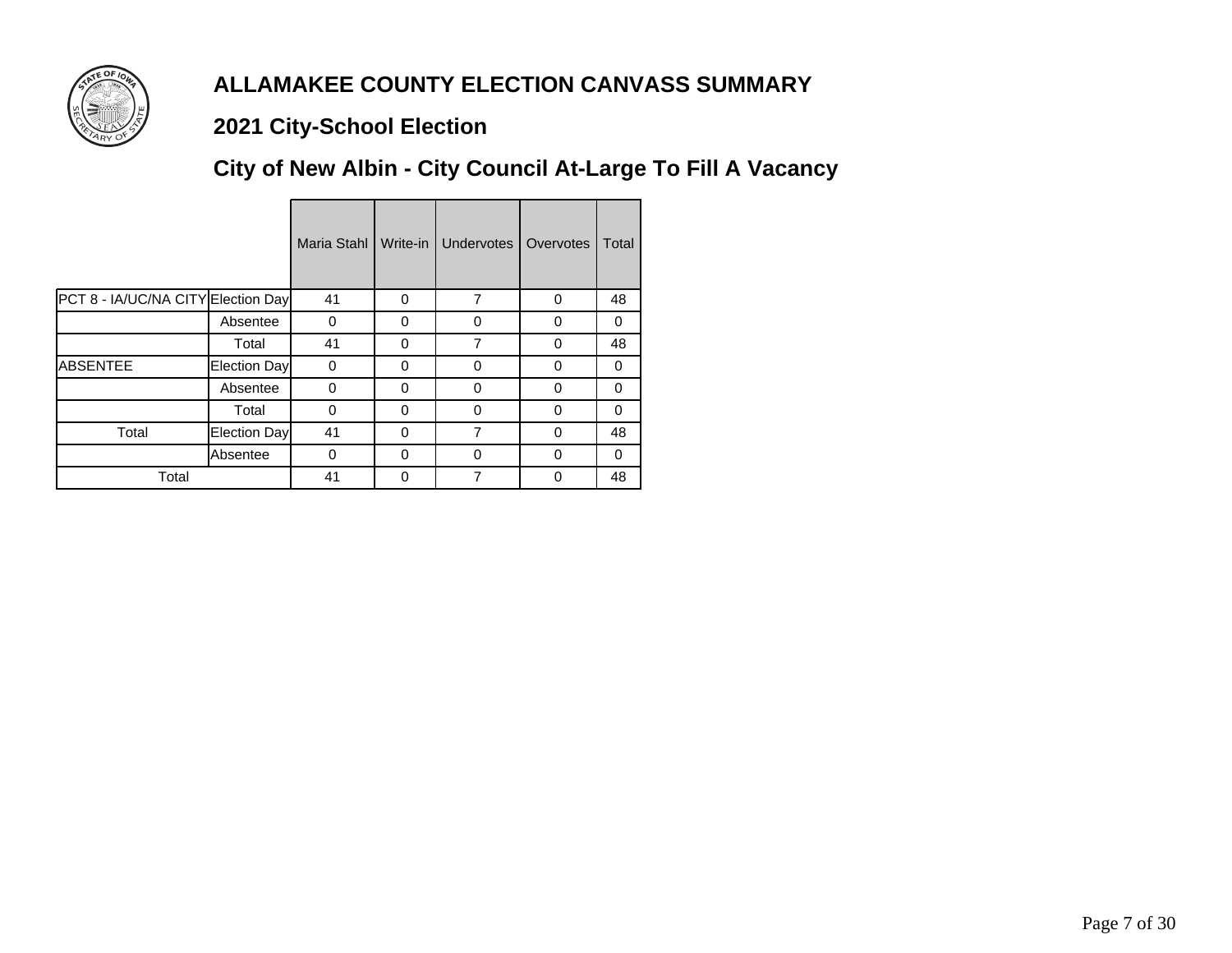# ALLAMAKEE COUNTY ELECTION CANVASS SUMMARY

## 2021 City-School Election

## City of New Albin - City Council At-Large To Fill A Vacancy

| | | Maria Stahl | Write-in | Undervotes | Overvotes | Total |
|---|---|---|---|---|---|---|
| PCT 8 - IA/UC/NA CITY | Election Day | 41 | 0 | 7 | 0 | 48 |
| | Absentee | 0 | 0 | 0 | 0 | 0 |
| | Total | 41 | 0 | 7 | 0 | 48 |
| ABSENTEE | Election Day | 0 | 0 | 0 | 0 | 0 |
| | Absentee | 0 | 0 | 0 | 0 | 0 |
| | Total | 0 | 0 | 0 | 0 | 0 |
| Total | Election Day | 41 | 0 | 7 | 0 | 48 |
| | Absentee | 0 | 0 | 0 | 0 | 0 |
| Total | | 41 | 0 | 7 | 0 | 48 |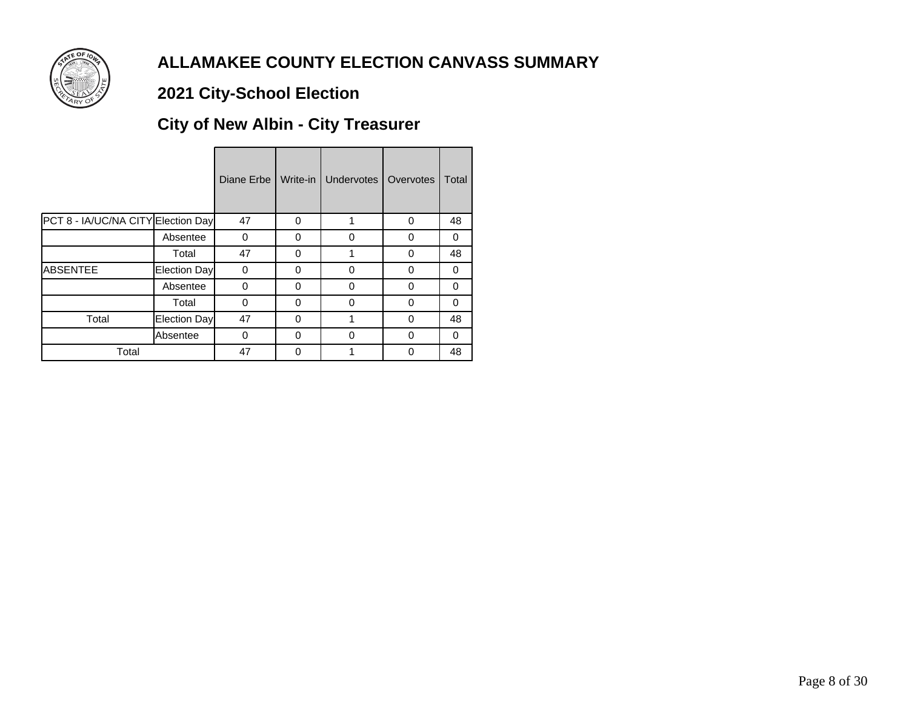# ALLAMAKEE COUNTY ELECTION CANVASS SUMMARY

## 2021 City-School Election

## City of New Albin - City Treasurer

| | | Diane Erbe | Write-in | Undervotes | Overvotes | Total |
|---|---|---|---|---|---|---|
| PCT 8 - IA/UC/NA CITY | Election Day | 47 | 0 | 1 | 0 | 48 |
| | Absentee | 0 | 0 | 0 | 0 | 0 |
| | Total | 47 | 0 | 1 | 0 | 48 |
| ABSENTEE | Election Day | 0 | 0 | 0 | 0 | 0 |
| | Absentee | 0 | 0 | 0 | 0 | 0 |
| | Total | 0 | 0 | 0 | 0 | 0 |
| Total | Election Day | 47 | 0 | 1 | 0 | 48 |
| | Absentee | 0 | 0 | 0 | 0 | 0 |
| Total | | 47 | 0 | 1 | 0 | 48 |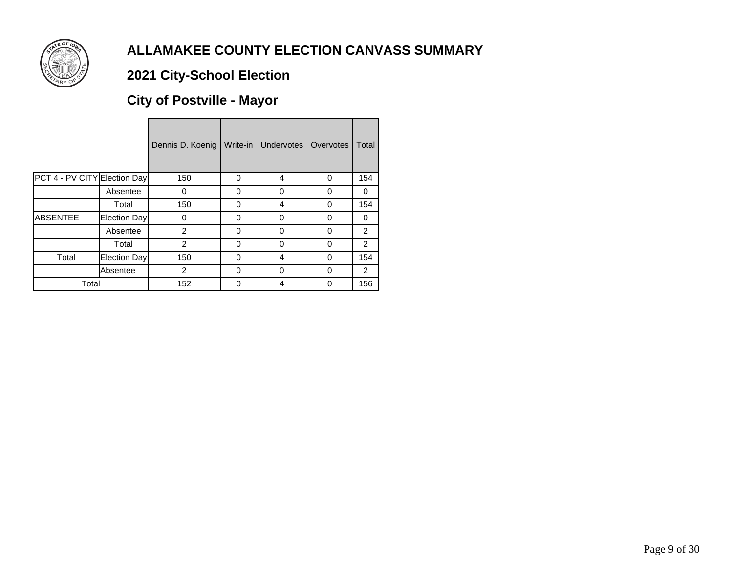# ALLAMAKEE COUNTY ELECTION CANVASS SUMMARY

## 2021 City-School Election

## City of Postville - Mayor

| | | Dennis D. Koenig | Write-in | Undervotes | Overvotes | Total |
|---|---|---|---|---|---|---|
| PCT 4 - PV CITY | Election Day | 150 | 0 | 4 | 0 | 154 |
| | Absentee | 0 | 0 | 0 | 0 | 0 |
| | Total | 150 | 0 | 4 | 0 | 154 |
| ABSENTEE | Election Day | 0 | 0 | 0 | 0 | 0 |
| | Absentee | 2 | 0 | 0 | 0 | 2 |
| | Total | 2 | 0 | 0 | 0 | 2 |
| Total | Election Day | 150 | 0 | 4 | 0 | 154 |
| | Absentee | 2 | 0 | 0 | 0 | 2 |
| Total | | 152 | 0 | 4 | 0 | 156 |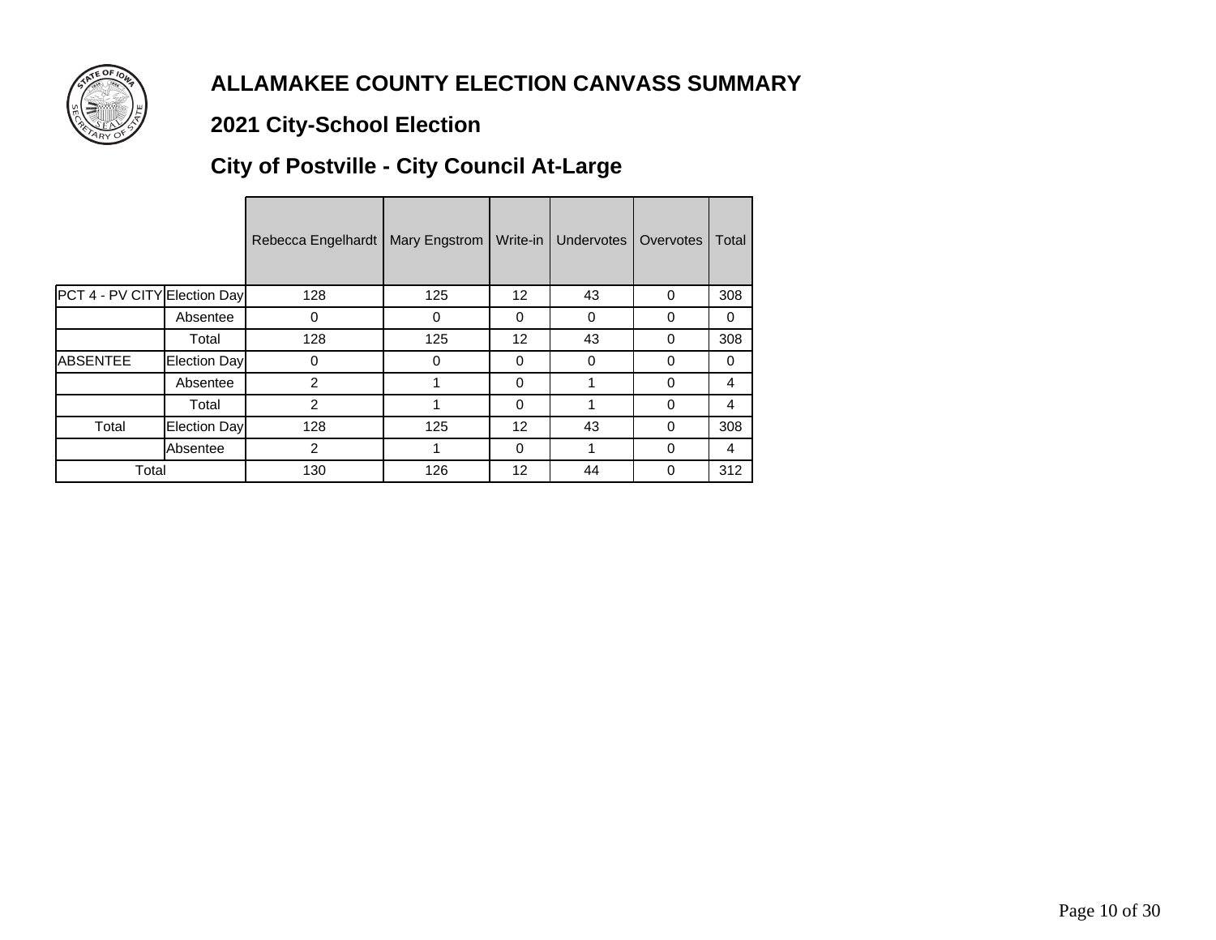# ALLAMAKEE COUNTY ELECTION CANVASS SUMMARY

## 2021 City-School Election

## City of Postville - City Council At-Large

| | | Rebecca Engelhardt | Mary Engstrom | Write-in | Undervotes | Overvotes | Total |
|---|---|---|---|---|---|---|---|
| PCT 4 - PV CITY | Election Day | 128 | 125 | 12 | 43 | 0 | 308 |
| | Absentee | 0 | 0 | 0 | 0 | 0 | 0 |
| | Total | 128 | 125 | 12 | 43 | 0 | 308 |
| ABSENTEE | Election Day | 0 | 0 | 0 | 0 | 0 | 0 |
| | Absentee | 2 | 1 | 0 | 1 | 0 | 4 |
| | Total | 2 | 1 | 0 | 1 | 0 | 4 |
| Total | Election Day | 128 | 125 | 12 | 43 | 0 | 308 |
| | Absentee | 2 | 1 | 0 | 1 | 0 | 4 |
| Total | | 130 | 126 | 12 | 44 | 0 | 312 |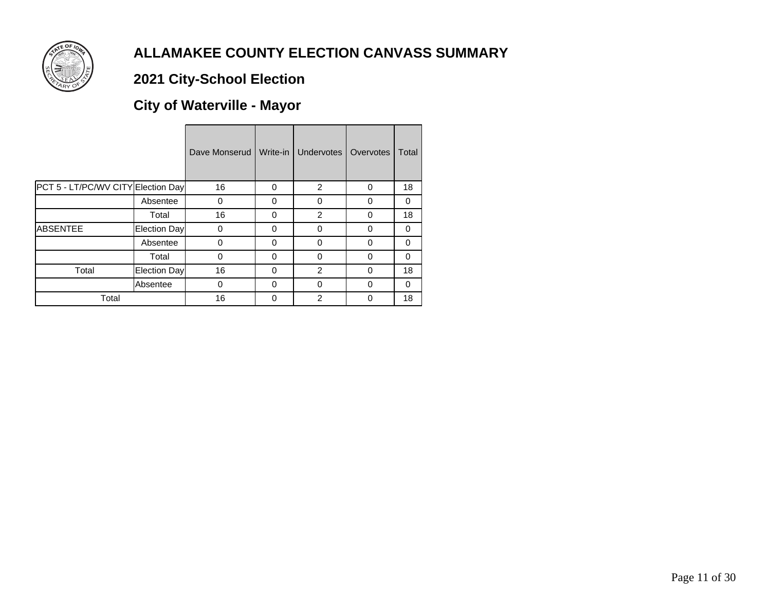# ALLAMAKEE COUNTY ELECTION CANVASS SUMMARY

## 2021 City-School Election

## City of Waterville - Mayor

| | | Dave Monserud | Write-in | Undervotes | Overvotes | Total |
|---|---|---|---|---|---|---|
| PCT 5 - LT/PC/WV CITY | Election Day | 16 | 0 | 2 | 0 | 18 |
| | Absentee | 0 | 0 | 0 | 0 | 0 |
| | Total | 16 | 0 | 2 | 0 | 18 |
| ABSENTEE | Election Day | 0 | 0 | 0 | 0 | 0 |
| | Absentee | 0 | 0 | 0 | 0 | 0 |
| | Total | 0 | 0 | 0 | 0 | 0 |
| Total | Election Day | 16 | 0 | 2 | 0 | 18 |
| | Absentee | 0 | 0 | 0 | 0 | 0 |
| Total | | 16 | 0 | 2 | 0 | 18 |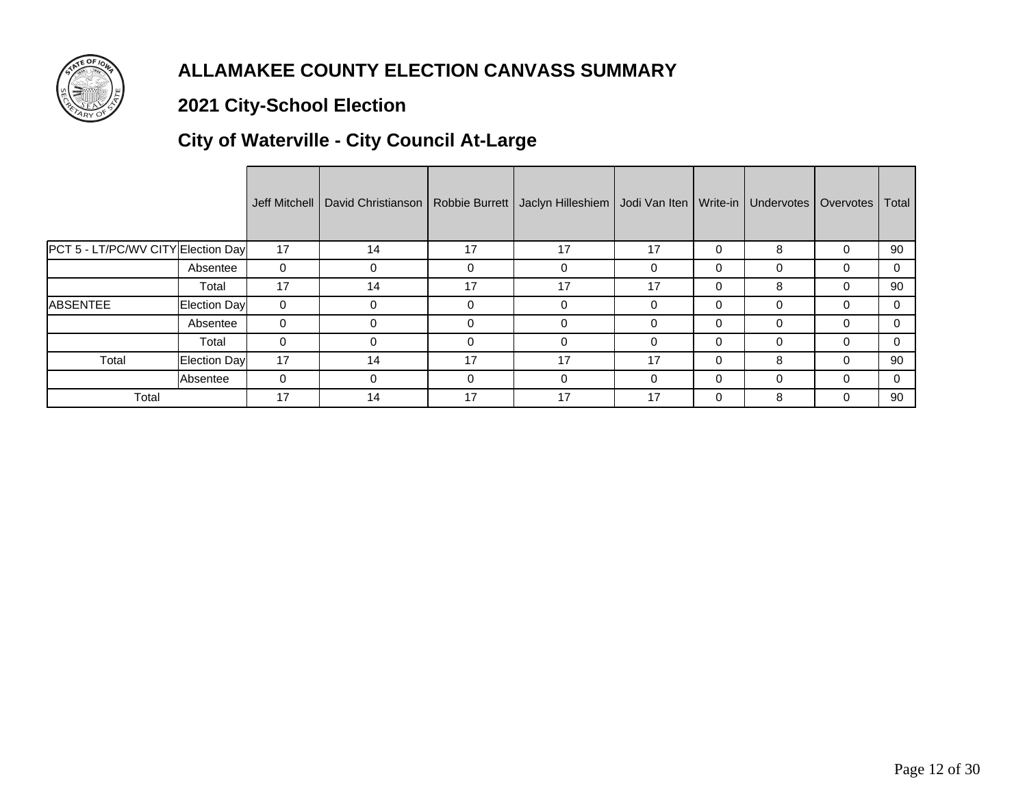# ALLAMAKEE COUNTY ELECTION CANVASS SUMMARY

## 2021 City-School Election

## City of Waterville - City Council At-Large

| | | Jeff Mitchell | David Christianson | Robbie Burrett | Jaclyn Hilleshiem | Jodi Van Iten | Write-in | Undervotes | Overvotes | Total |
|---|---|---|---|---|---|---|---|---|---|---|
| PCT 5 - LT/PC/WV CITY | Election Day | 17 | 14 | 17 | 17 | 17 | 0 | 8 | 0 | 90 |
| | Absentee | 0 | 0 | 0 | 0 | 0 | 0 | 0 | 0 | 0 |
| | Total | 17 | 14 | 17 | 17 | 17 | 0 | 8 | 0 | 90 |
| ABSENTEE | Election Day | 0 | 0 | 0 | 0 | 0 | 0 | 0 | 0 | 0 |
| | Absentee | 0 | 0 | 0 | 0 | 0 | 0 | 0 | 0 | 0 |
| | Total | 0 | 0 | 0 | 0 | 0 | 0 | 0 | 0 | 0 |
| Total | Election Day | 17 | 14 | 17 | 17 | 17 | 0 | 8 | 0 | 90 |
| | Absentee | 0 | 0 | 0 | 0 | 0 | 0 | 0 | 0 | 0 |
| Total | | 17 | 14 | 17 | 17 | 17 | 0 | 8 | 0 | 90 |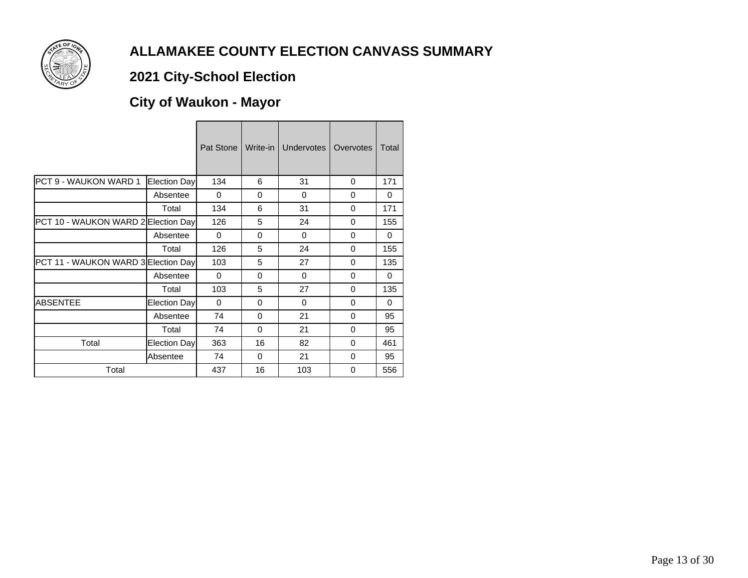# ALLAMAKEE COUNTY ELECTION CANVASS SUMMARY

## 2021 City-School Election

## City of Waukon - Mayor

| | | Pat Stone | Write-in | Undervotes | Overvotes | Total |
|---|---|---|---|---|---|---|
| PCT 9 - WAUKON WARD 1 | Election Day | 134 | 6 | 31 | 0 | 171 |
| | Absentee | 0 | 0 | 0 | 0 | 0 |
| | Total | 134 | 6 | 31 | 0 | 171 |
| PCT 10 - WAUKON WARD 2 | Election Day | 126 | 5 | 24 | 0 | 155 |
| | Absentee | 0 | 0 | 0 | 0 | 0 |
| | Total | 126 | 5 | 24 | 0 | 155 |
| PCT 11 - WAUKON WARD 3 | Election Day | 103 | 5 | 27 | 0 | 135 |
| | Absentee | 0 | 0 | 0 | 0 | 0 |
| | Total | 103 | 5 | 27 | 0 | 135 |
| ABSENTEE | Election Day | 0 | 0 | 0 | 0 | 0 |
| | Absentee | 74 | 0 | 21 | 0 | 95 |
| | Total | 74 | 0 | 21 | 0 | 95 |
| Total | Election Day | 363 | 16 | 82 | 0 | 461 |
| | Absentee | 74 | 0 | 21 | 0 | 95 |
| Total | | 437 | 16 | 103 | 0 | 556 |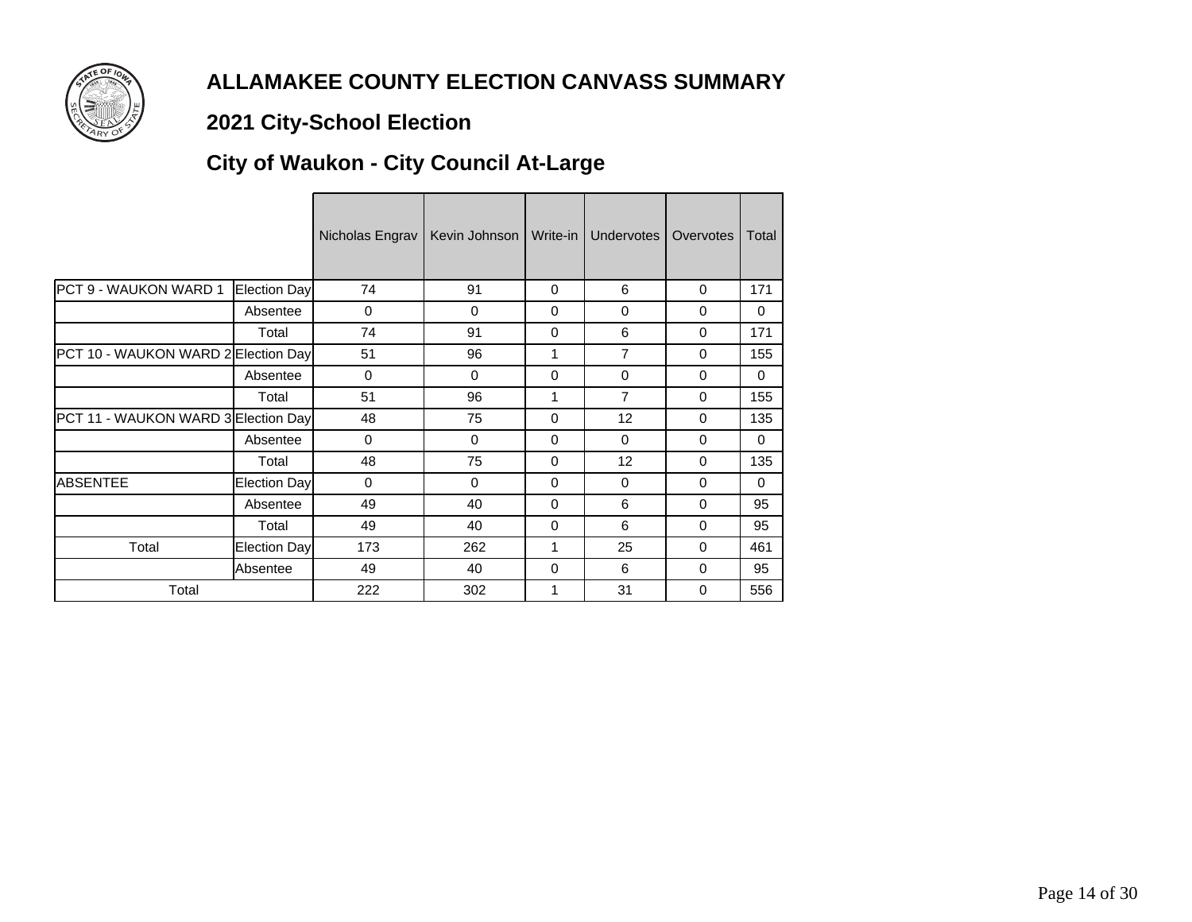# ALLAMAKEE COUNTY ELECTION CANVASS SUMMARY

## 2021 City-School Election

## City of Waukon - City Council At-Large

| | | Nicholas Engrav | Kevin Johnson | Write-in | Undervotes | Overvotes | Total |
|---|---|---|---|---|---|---|---|
| PCT 9 - WAUKON WARD 1 | Election Day | 74 | 91 | 0 | 6 | 0 | 171 |
| | Absentee | 0 | 0 | 0 | 0 | 0 | 0 |
| | Total | 74 | 91 | 0 | 6 | 0 | 171 |
| PCT 10 - WAUKON WARD 2 | Election Day | 51 | 96 | 1 | 7 | 0 | 155 |
| | Absentee | 0 | 0 | 0 | 0 | 0 | 0 |
| | Total | 51 | 96 | 1 | 7 | 0 | 155 |
| PCT 11 - WAUKON WARD 3 | Election Day | 48 | 75 | 0 | 12 | 0 | 135 |
| | Absentee | 0 | 0 | 0 | 0 | 0 | 0 |
| | Total | 48 | 75 | 0 | 12 | 0 | 135 |
| ABSENTEE | Election Day | 0 | 0 | 0 | 0 | 0 | 0 |
| | Absentee | 49 | 40 | 0 | 6 | 0 | 95 |
| | Total | 49 | 40 | 0 | 6 | 0 | 95 |
| Total | Election Day | 173 | 262 | 1 | 25 | 0 | 461 |
| | Absentee | 49 | 40 | 0 | 6 | 0 | 95 |
| Total | | 222 | 302 | 1 | 31 | 0 | 556 |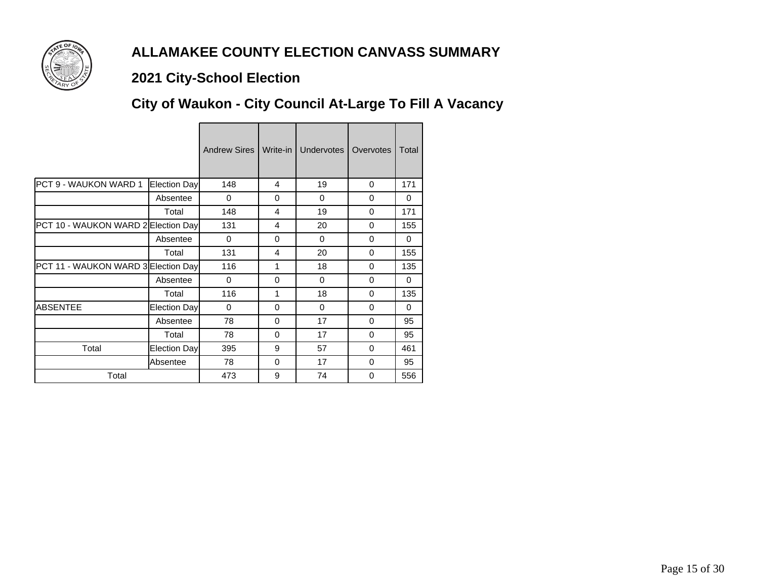# ALLAMAKEE COUNTY ELECTION CANVASS SUMMARY

## 2021 City-School Election

## City of Waukon - City Council At-Large To Fill A Vacancy

| | | Andrew Sires | Write-in | Undervotes | Overvotes | Total |
|---|---|---|---|---|---|---|
| PCT 9 - WAUKON WARD 1 | Election Day | 148 | 4 | 19 | 0 | 171 |
| | Absentee | 0 | 0 | 0 | 0 | 0 |
| | Total | 148 | 4 | 19 | 0 | 171 |
| PCT 10 - WAUKON WARD 2 | Election Day | 131 | 4 | 20 | 0 | 155 |
| | Absentee | 0 | 0 | 0 | 0 | 0 |
| | Total | 131 | 4 | 20 | 0 | 155 |
| PCT 11 - WAUKON WARD 3 | Election Day | 116 | 1 | 18 | 0 | 135 |
| | Absentee | 0 | 0 | 0 | 0 | 0 |
| | Total | 116 | 1 | 18 | 0 | 135 |
| ABSENTEE | Election Day | 0 | 0 | 0 | 0 | 0 |
| | Absentee | 78 | 0 | 17 | 0 | 95 |
| | Total | 78 | 0 | 17 | 0 | 95 |
| Total | Election Day | 395 | 9 | 57 | 0 | 461 |
| | Absentee | 78 | 0 | 17 | 0 | 95 |
| Total | | 473 | 9 | 74 | 0 | 556 |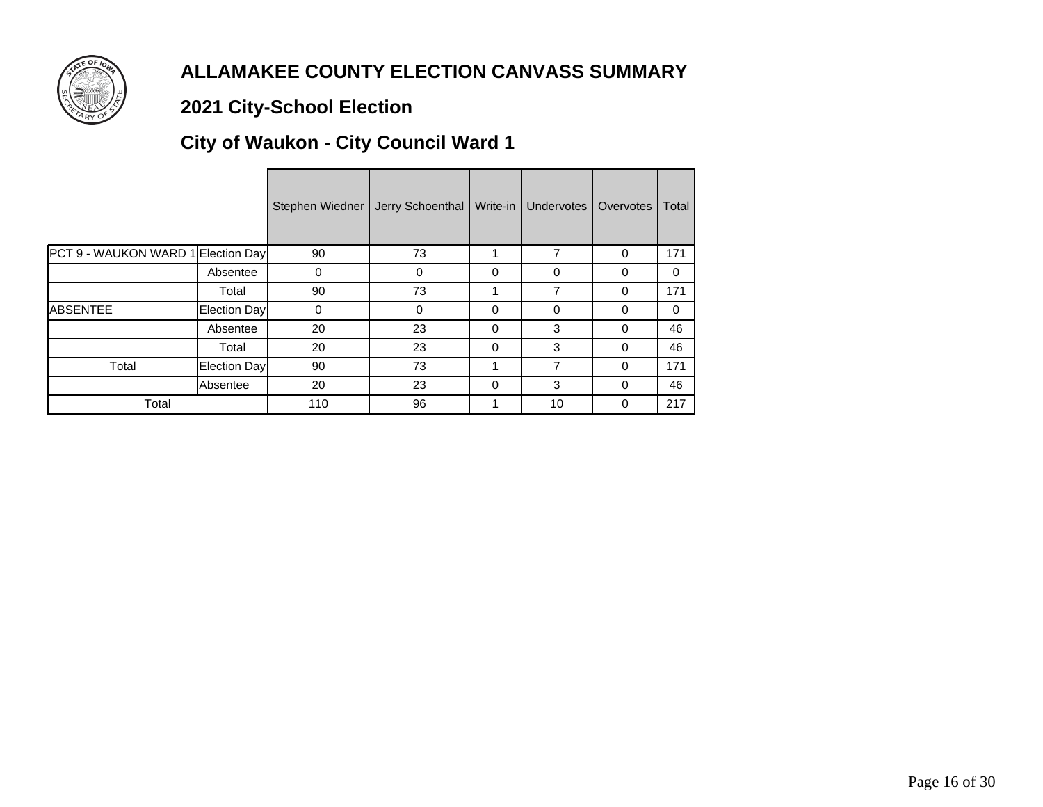# ALLAMAKEE COUNTY ELECTION CANVASS SUMMARY

## 2021 City-School Election

## City of Waukon - City Council Ward 1

| | | Stephen Wiedner | Jerry Schoenthal | Write-in | Undervotes | Overvotes | Total |
|---|---|---|---|---|---|---|---|
| PCT 9 - WAUKON WARD 1 | Election Day | 90 | 73 | 1 | 7 | 0 | 171 |
| | Absentee | 0 | 0 | 0 | 0 | 0 | 0 |
| | Total | 90 | 73 | 1 | 7 | 0 | 171 |
| ABSENTEE | Election Day | 0 | 0 | 0 | 0 | 0 | 0 |
| | Absentee | 20 | 23 | 0 | 3 | 0 | 46 |
| | Total | 20 | 23 | 0 | 3 | 0 | 46 |
| Total | Election Day | 90 | 73 | 1 | 7 | 0 | 171 |
| | Absentee | 20 | 23 | 0 | 3 | 0 | 46 |
| Total | | 110 | 96 | 1 | 10 | 0 | 217 |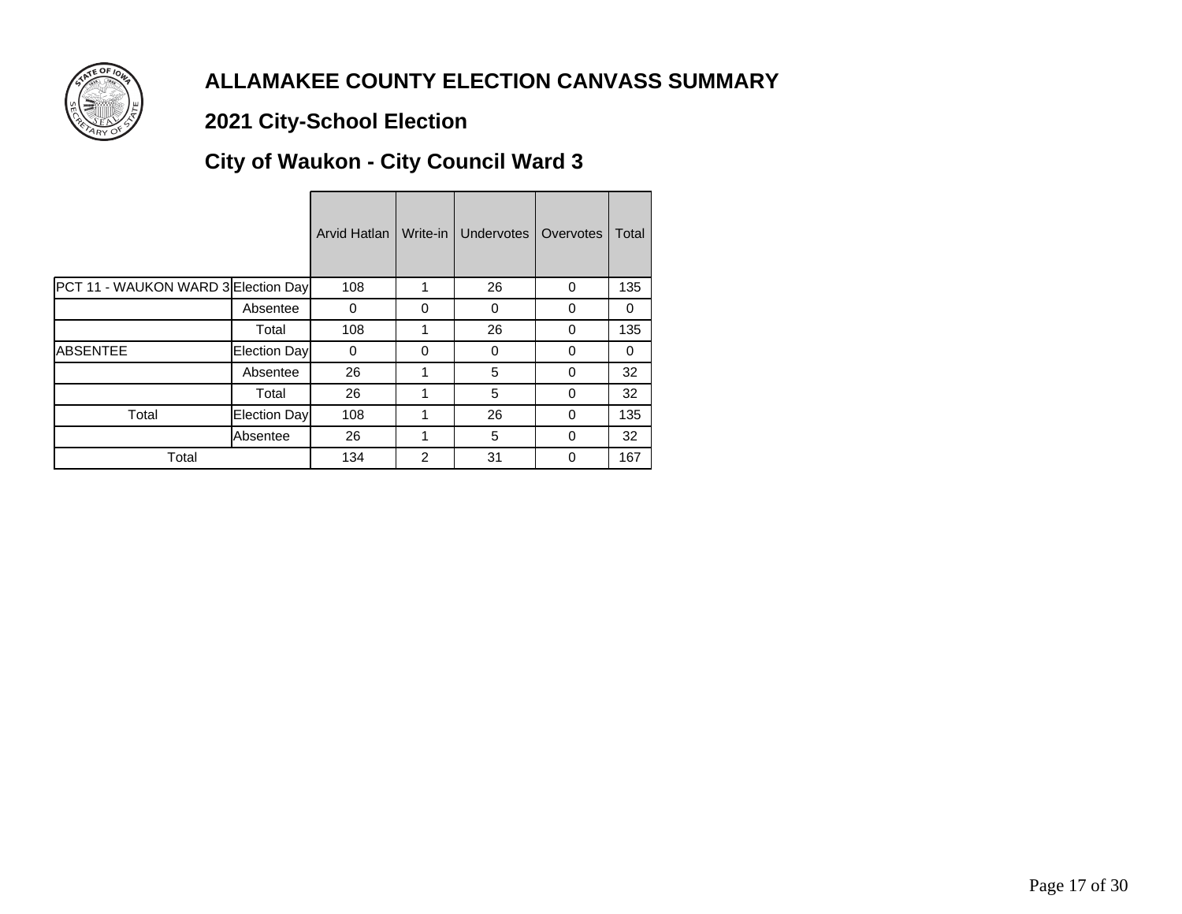# ALLAMAKEE COUNTY ELECTION CANVASS SUMMARY

## 2021 City-School Election

## City of Waukon - City Council Ward 3

| | | Arvid Hatlan | Write-in | Undervotes | Overvotes | Total |
|---|---|---|---|---|---|---|
| PCT 11 - WAUKON WARD 3 | Election Day | 108 | 1 | 26 | 0 | 135 |
| | Absentee | 0 | 0 | 0 | 0 | 0 |
| | Total | 108 | 1 | 26 | 0 | 135 |
| ABSENTEE | Election Day | 0 | 0 | 0 | 0 | 0 |
| | Absentee | 26 | 1 | 5 | 0 | 32 |
| | Total | 26 | 1 | 5 | 0 | 32 |
| Total | Election Day | 108 | 1 | 26 | 0 | 135 |
| | Absentee | 26 | 1 | 5 | 0 | 32 |
| Total | | 134 | 2 | 31 | 0 | 167 |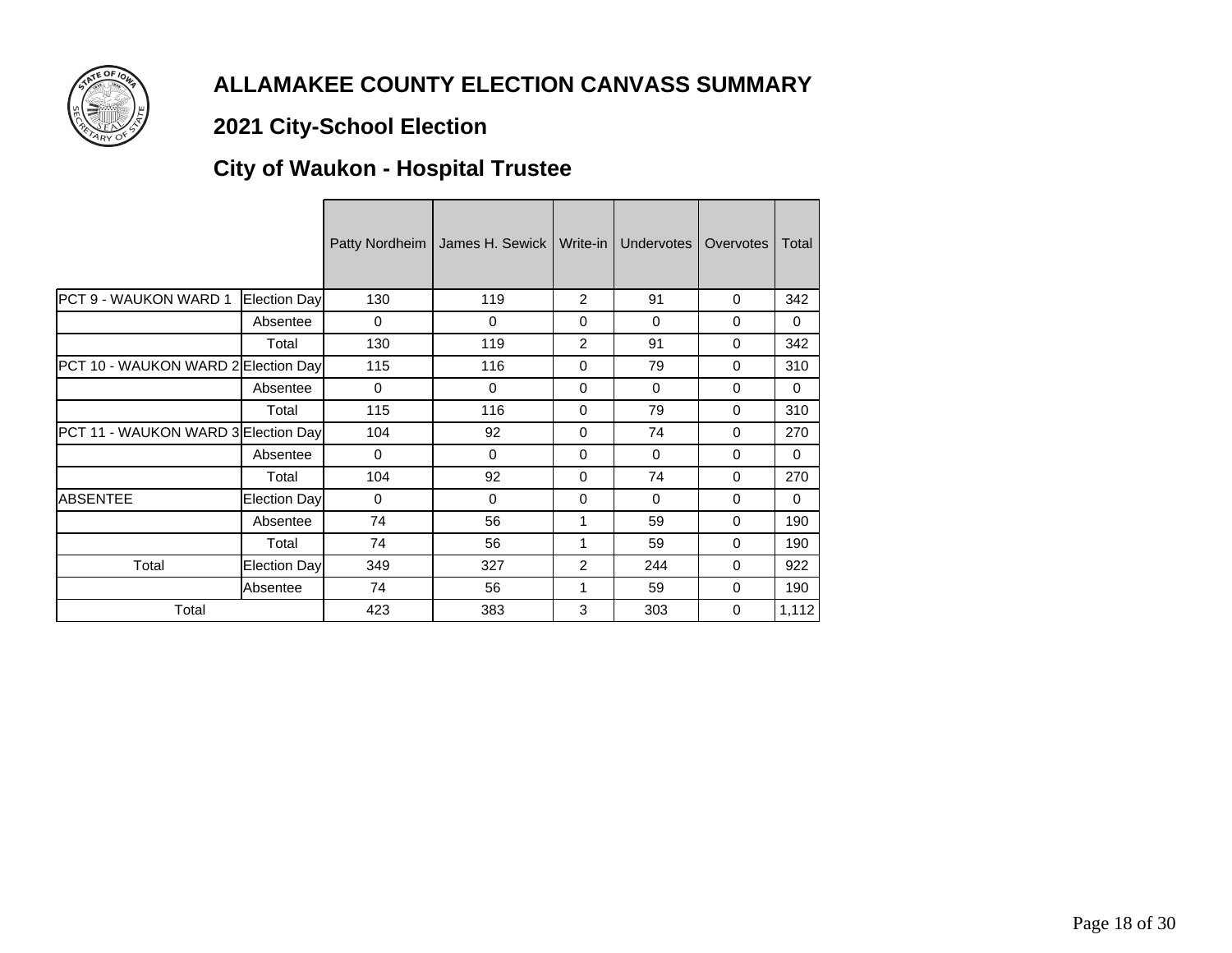# ALLAMAKEE COUNTY ELECTION CANVASS SUMMARY

## 2021 City-School Election

## City of Waukon - Hospital Trustee

| | | Patty Nordheim | James H. Sewick | Write-in | Undervotes | Overvotes | Total |
|---|---|---|---|---|---|---|---|
| PCT 9 - WAUKON WARD 1 | Election Day | 130 | 119 | 2 | 91 | 0 | 342 |
| | Absentee | 0 | 0 | 0 | 0 | 0 | 0 |
| | Total | 130 | 119 | 2 | 91 | 0 | 342 |
| PCT 10 - WAUKON WARD 2 | Election Day | 115 | 116 | 0 | 79 | 0 | 310 |
| | Absentee | 0 | 0 | 0 | 0 | 0 | 0 |
| | Total | 115 | 116 | 0 | 79 | 0 | 310 |
| PCT 11 - WAUKON WARD 3 | Election Day | 104 | 92 | 0 | 74 | 0 | 270 |
| | Absentee | 0 | 0 | 0 | 0 | 0 | 0 |
| | Total | 104 | 92 | 0 | 74 | 0 | 270 |
| ABSENTEE | Election Day | 0 | 0 | 0 | 0 | 0 | 0 |
| | Absentee | 74 | 56 | 1 | 59 | 0 | 190 |
| | Total | 74 | 56 | 1 | 59 | 0 | 190 |
| Total | Election Day | 349 | 327 | 2 | 244 | 0 | 922 |
| | Absentee | 74 | 56 | 1 | 59 | 0 | 190 |
| Total | | 423 | 383 | 3 | 303 | 0 | 1,112 |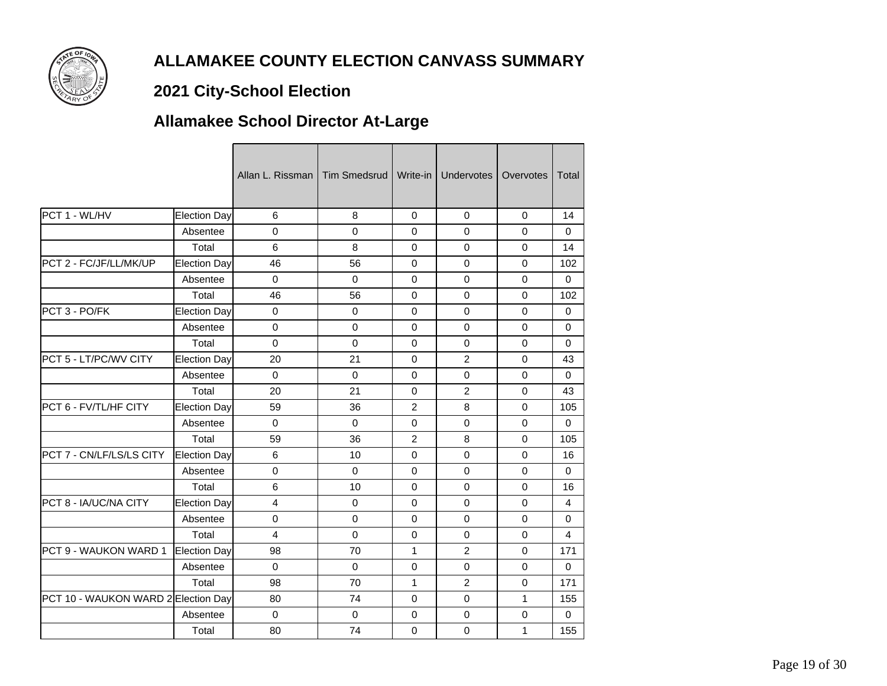# ALLAMAKEE COUNTY ELECTION CANVASS SUMMARY

## 2021 City-School Election

## Allamakee School Director At-Large

| | | Allan L. Rissman | Tim Smedsrud | Write-in | Undervotes | Overvotes | Total |
|---|---|---|---|---|---|---|---|
| PCT 1 - WL/HV | Election Day | 6 | 8 | 0 | 0 | 0 | 14 |
| | Absentee | 0 | 0 | 0 | 0 | 0 | 0 |
| | Total | 6 | 8 | 0 | 0 | 0 | 14 |
| PCT 2 - FC/JF/LL/MK/UP | Election Day | 46 | 56 | 0 | 0 | 0 | 102 |
| | Absentee | 0 | 0 | 0 | 0 | 0 | 0 |
| | Total | 46 | 56 | 0 | 0 | 0 | 102 |
| PCT 3 - PO/FK | Election Day | 0 | 0 | 0 | 0 | 0 | 0 |
| | Absentee | 0 | 0 | 0 | 0 | 0 | 0 |
| | Total | 0 | 0 | 0 | 0 | 0 | 0 |
| PCT 5 - LT/PC/WV CITY | Election Day | 20 | 21 | 0 | 2 | 0 | 43 |
| | Absentee | 0 | 0 | 0 | 0 | 0 | 0 |
| | Total | 20 | 21 | 0 | 2 | 0 | 43 |
| PCT 6 - FV/TL/HF CITY | Election Day | 59 | 36 | 2 | 8 | 0 | 105 |
| | Absentee | 0 | 0 | 0 | 0 | 0 | 0 |
| | Total | 59 | 36 | 2 | 8 | 0 | 105 |
| PCT 7 - CN/LF/LS/LS CITY | Election Day | 6 | 10 | 0 | 0 | 0 | 16 |
| | Absentee | 0 | 0 | 0 | 0 | 0 | 0 |
| | Total | 6 | 10 | 0 | 0 | 0 | 16 |
| PCT 8 - IA/UC/NA CITY | Election Day | 4 | 0 | 0 | 0 | 0 | 4 |
| | Absentee | 0 | 0 | 0 | 0 | 0 | 0 |
| | Total | 4 | 0 | 0 | 0 | 0 | 4 |
| PCT 9 - WAUKON WARD 1 | Election Day | 98 | 70 | 1 | 2 | 0 | 171 |
| | Absentee | 0 | 0 | 0 | 0 | 0 | 0 |
| | Total | 98 | 70 | 1 | 2 | 0 | 171 |
| PCT 10 - WAUKON WARD 2 | Election Day | 80 | 74 | 0 | 0 | 1 | 155 |
| | Absentee | 0 | 0 | 0 | 0 | 0 | 0 |
| | Total | 80 | 74 | 0 | 0 | 1 | 155 |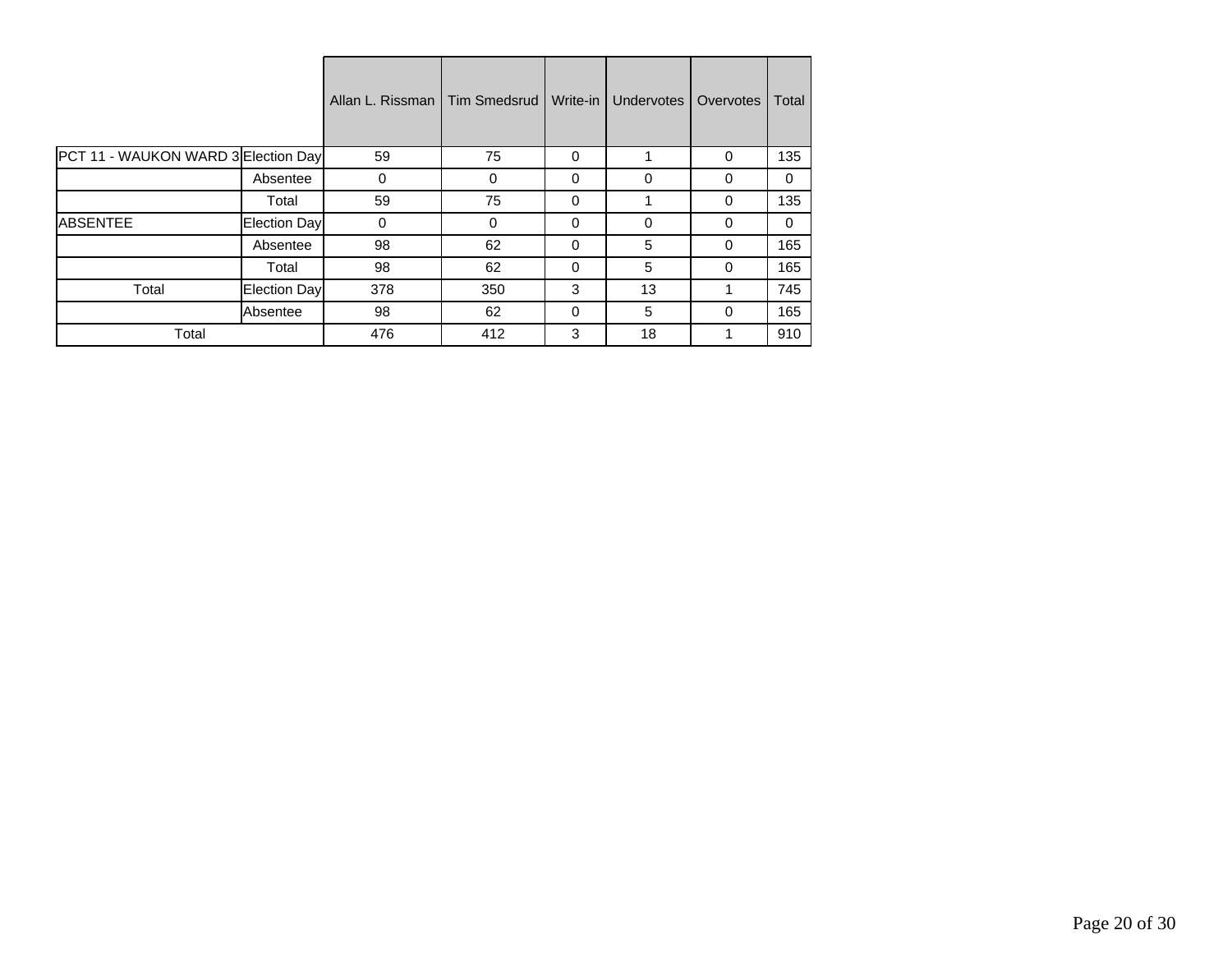| | | Allan L. Rissman | Tim Smedsrud | Write-in | Undervotes | Overvotes | Total |
|---|---|---|---|---|---|---|---|
| PCT 11 - WAUKON WARD 3 | Election Day | 59 | 75 | 0 | 1 | 0 | 135 |
| | Absentee | 0 | 0 | 0 | 0 | 0 | 0 |
| | Total | 59 | 75 | 0 | 1 | 0 | 135 |
| ABSENTEE | Election Day | 0 | 0 | 0 | 0 | 0 | 0 |
| | Absentee | 98 | 62 | 0 | 5 | 0 | 165 |
| | Total | 98 | 62 | 0 | 5 | 0 | 165 |
| Total | Election Day | 378 | 350 | 3 | 13 | 1 | 745 |
| | Absentee | 98 | 62 | 0 | 5 | 0 | 165 |
| Total | | 476 | 412 | 3 | 18 | 1 | 910 |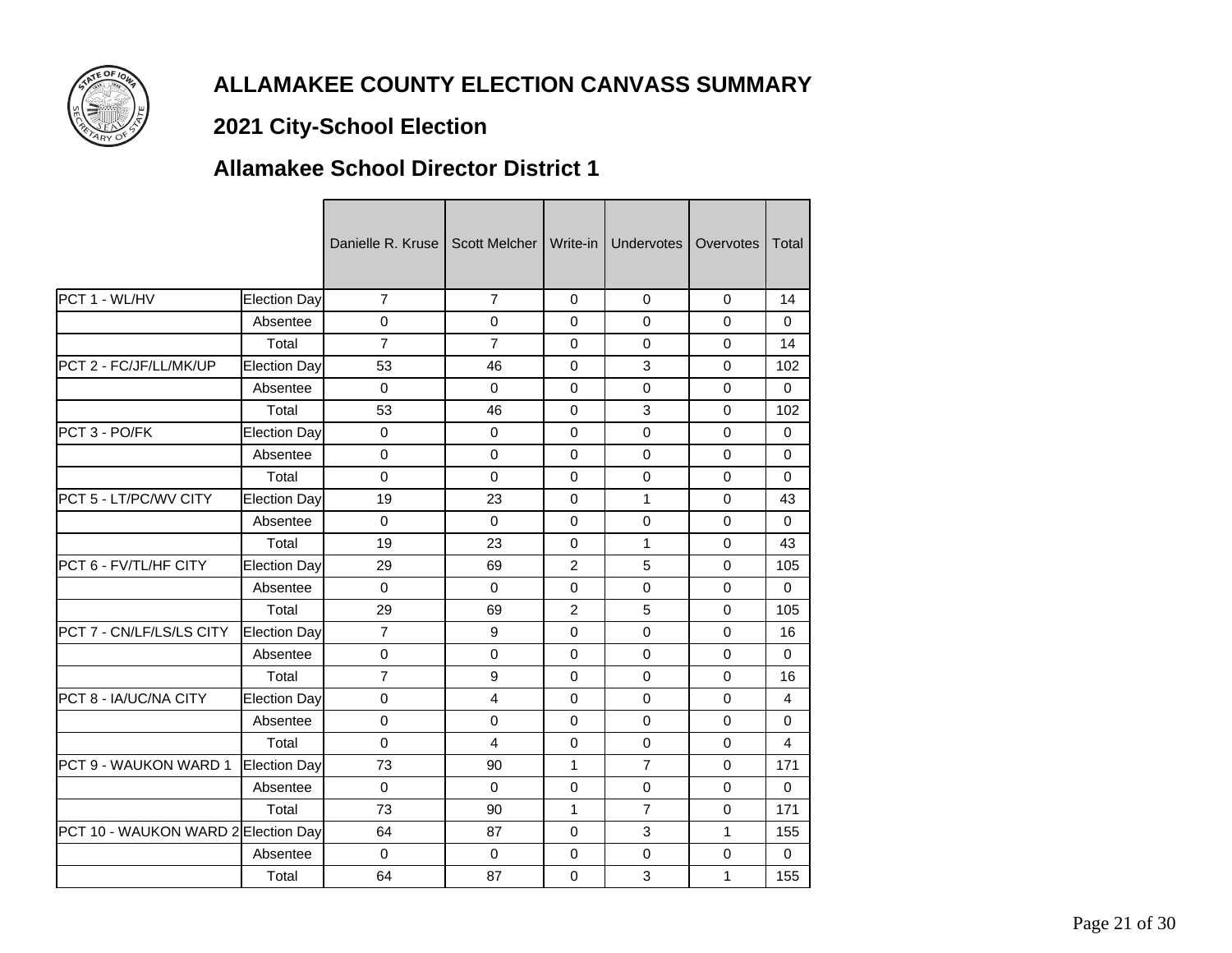# ALLAMAKEE COUNTY ELECTION CANVASS SUMMARY

## 2021 City-School Election

## Allamakee School Director District 1

| | | Danielle R. Kruse | Scott Melcher | Write-in | Undervotes | Overvotes | Total |
|---|---|---|---|---|---|---|---|
| PCT 1 - WL/HV | Election Day | 7 | 7 | 0 | 0 | 0 | 14 |
| | Absentee | 0 | 0 | 0 | 0 | 0 | 0 |
| | Total | 7 | 7 | 0 | 0 | 0 | 14 |
| PCT 2 - FC/JF/LL/MK/UP | Election Day | 53 | 46 | 0 | 3 | 0 | 102 |
| | Absentee | 0 | 0 | 0 | 0 | 0 | 0 |
| | Total | 53 | 46 | 0 | 3 | 0 | 102 |
| PCT 3 - PO/FK | Election Day | 0 | 0 | 0 | 0 | 0 | 0 |
| | Absentee | 0 | 0 | 0 | 0 | 0 | 0 |
| | Total | 0 | 0 | 0 | 0 | 0 | 0 |
| PCT 5 - LT/PC/WV CITY | Election Day | 19 | 23 | 0 | 1 | 0 | 43 |
| | Absentee | 0 | 0 | 0 | 0 | 0 | 0 |
| | Total | 19 | 23 | 0 | 1 | 0 | 43 |
| PCT 6 - FV/TL/HF CITY | Election Day | 29 | 69 | 2 | 5 | 0 | 105 |
| | Absentee | 0 | 0 | 0 | 0 | 0 | 0 |
| | Total | 29 | 69 | 2 | 5 | 0 | 105 |
| PCT 7 - CN/LF/LS/LS CITY | Election Day | 7 | 9 | 0 | 0 | 0 | 16 |
| | Absentee | 0 | 0 | 0 | 0 | 0 | 0 |
| | Total | 7 | 9 | 0 | 0 | 0 | 16 |
| PCT 8 - IA/UC/NA CITY | Election Day | 0 | 4 | 0 | 0 | 0 | 4 |
| | Absentee | 0 | 0 | 0 | 0 | 0 | 0 |
| | Total | 0 | 4 | 0 | 0 | 0 | 4 |
| PCT 9 - WAUKON WARD 1 | Election Day | 73 | 90 | 1 | 7 | 0 | 171 |
| | Absentee | 0 | 0 | 0 | 0 | 0 | 0 |
| | Total | 73 | 90 | 1 | 7 | 0 | 171 |
| PCT 10 - WAUKON WARD 2 | Election Day | 64 | 87 | 0 | 3 | 1 | 155 |
| | Absentee | 0 | 0 | 0 | 0 | 0 | 0 |
| | Total | 64 | 87 | 0 | 3 | 1 | 155 |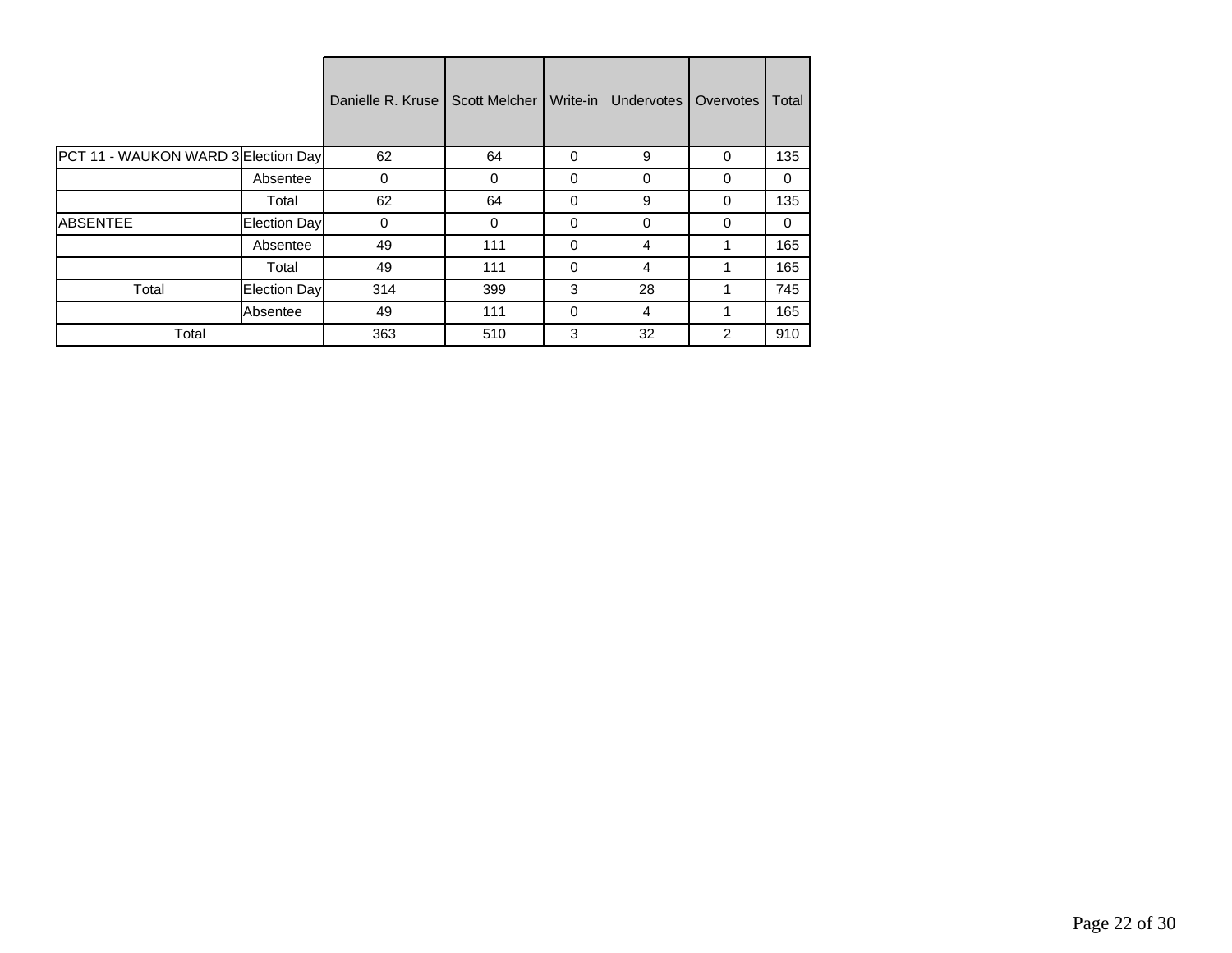| | | Danielle R. Kruse | Scott Melcher | Write-in | Undervotes | Overvotes | Total |
|---|---|---|---|---|---|---|---|
| PCT 11 - WAUKON WARD 3 | Election Day | 62 | 64 | 0 | 9 | 0 | 135 |
| | Absentee | 0 | 0 | 0 | 0 | 0 | 0 |
| | Total | 62 | 64 | 0 | 9 | 0 | 135 |
| ABSENTEE | Election Day | 0 | 0 | 0 | 0 | 0 | 0 |
| | Absentee | 49 | 111 | 0 | 4 | 1 | 165 |
| | Total | 49 | 111 | 0 | 4 | 1 | 165 |
| Total | Election Day | 314 | 399 | 3 | 28 | 1 | 745 |
| | Absentee | 49 | 111 | 0 | 4 | 1 | 165 |
| Total | | 363 | 510 | 3 | 32 | 2 | 910 |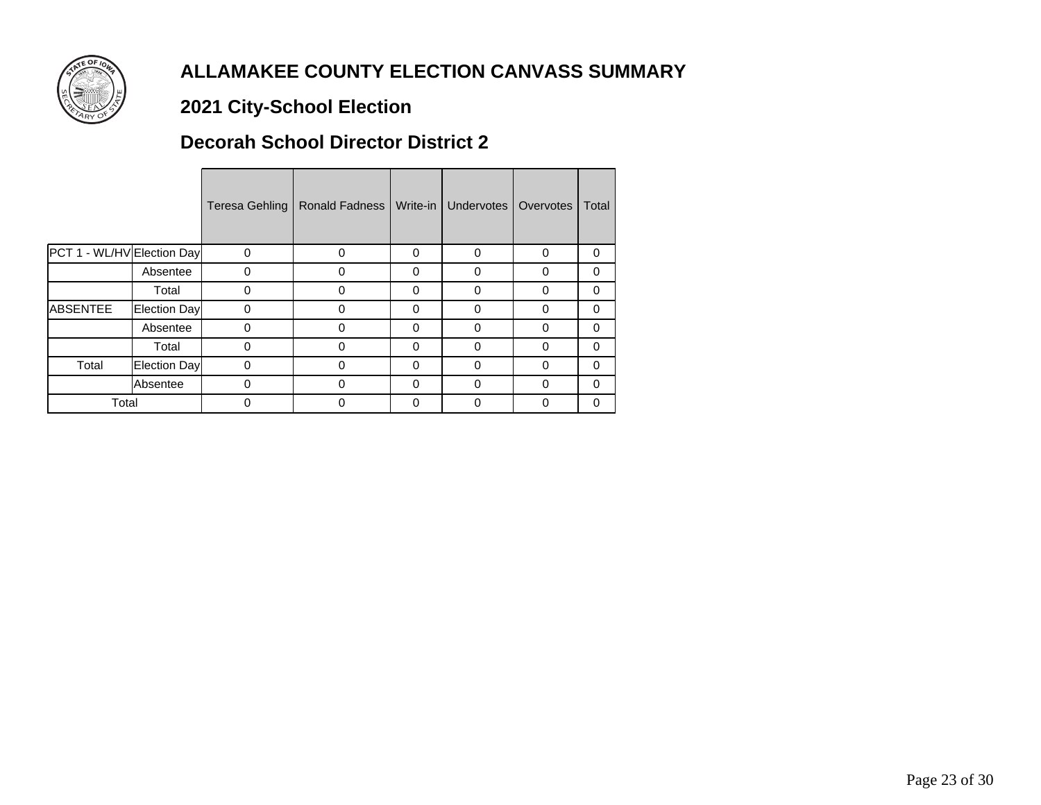# ALLAMAKEE COUNTY ELECTION CANVASS SUMMARY

## 2021 City-School Election

## Decorah School Director District 2

| | | Teresa Gehling | Ronald Fadness | Write-in | Undervotes | Overvotes | Total |
|---|---|---|---|---|---|---|---|
| PCT 1 - WL/HV | Election Day | 0 | 0 | 0 | 0 | 0 | 0 |
| | Absentee | 0 | 0 | 0 | 0 | 0 | 0 |
| | Total | 0 | 0 | 0 | 0 | 0 | 0 |
| ABSENTEE | Election Day | 0 | 0 | 0 | 0 | 0 | 0 |
| | Absentee | 0 | 0 | 0 | 0 | 0 | 0 |
| | Total | 0 | 0 | 0 | 0 | 0 | 0 |
| Total | Election Day | 0 | 0 | 0 | 0 | 0 | 0 |
| | Absentee | 0 | 0 | 0 | 0 | 0 | 0 |
| Total | | 0 | 0 | 0 | 0 | 0 | 0 |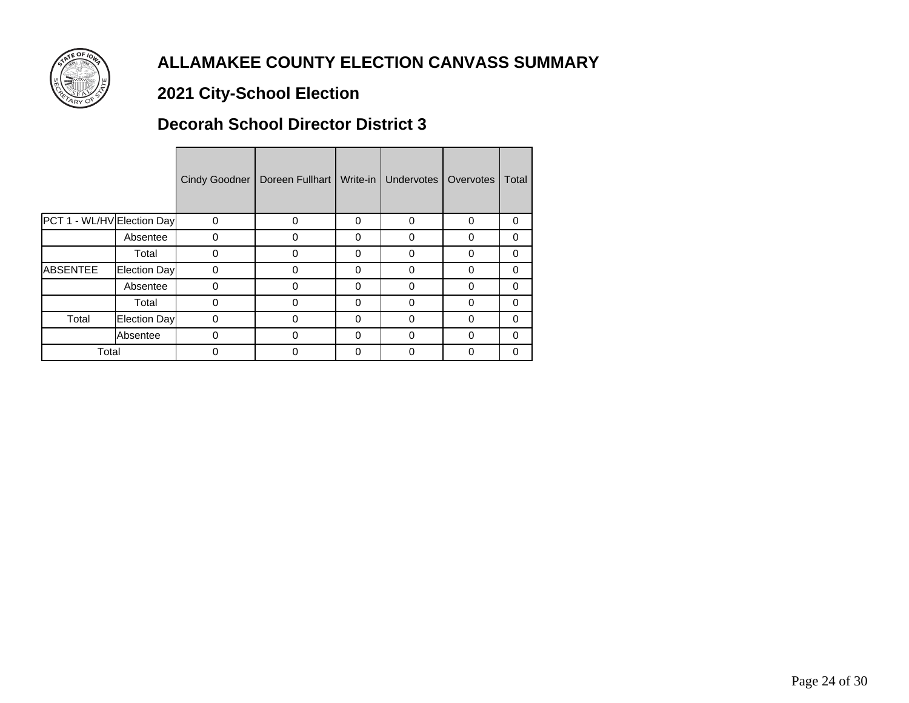# ALLAMAKEE COUNTY ELECTION CANVASS SUMMARY

## 2021 City-School Election

## Decorah School Director District 3

| | | Cindy Goodner | Doreen Fullhart | Write-in | Undervotes | Overvotes | Total |
|---|---|---|---|---|---|---|---|
| PCT 1 - WL/HV | Election Day | 0 | 0 | 0 | 0 | 0 | 0 |
| | Absentee | 0 | 0 | 0 | 0 | 0 | 0 |
| | Total | 0 | 0 | 0 | 0 | 0 | 0 |
| ABSENTEE | Election Day | 0 | 0 | 0 | 0 | 0 | 0 |
| | Absentee | 0 | 0 | 0 | 0 | 0 | 0 |
| | Total | 0 | 0 | 0 | 0 | 0 | 0 |
| Total | Election Day | 0 | 0 | 0 | 0 | 0 | 0 |
| | Absentee | 0 | 0 | 0 | 0 | 0 | 0 |
| Total | | 0 | 0 | 0 | 0 | 0 | 0 |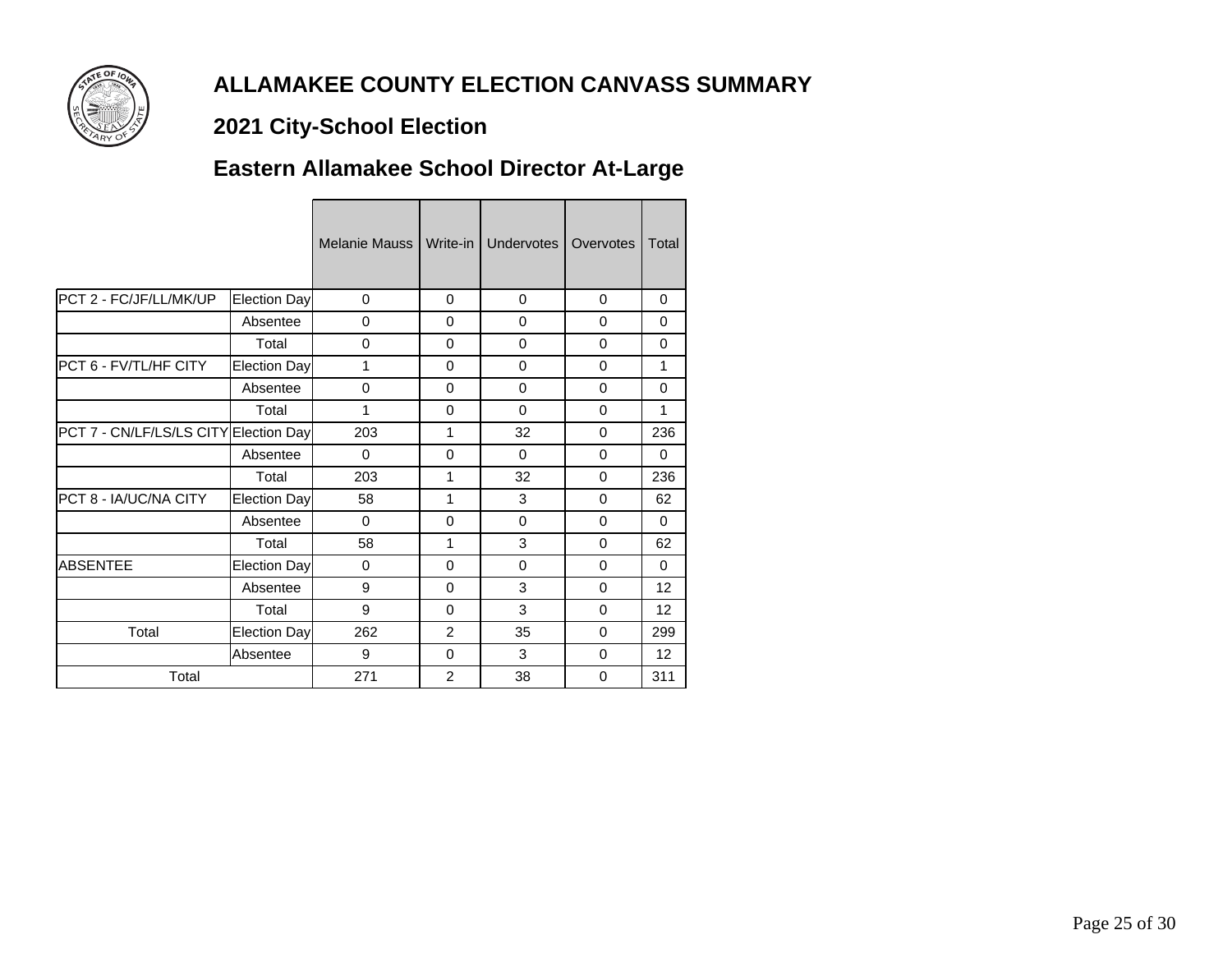# ALLAMAKEE COUNTY ELECTION CANVASS SUMMARY

## 2021 City-School Election

## Eastern Allamakee School Director At-Large

| | | Melanie Mauss | Write-in | Undervotes | Overvotes | Total |
|---|---|---|---|---|---|---|
| PCT 2 - FC/JF/LL/MK/UP | Election Day | 0 | 0 | 0 | 0 | 0 |
| | Absentee | 0 | 0 | 0 | 0 | 0 |
| | Total | 0 | 0 | 0 | 0 | 0 |
| PCT 6 - FV/TL/HF CITY | Election Day | 1 | 0 | 0 | 0 | 1 |
| | Absentee | 0 | 0 | 0 | 0 | 0 |
| | Total | 1 | 0 | 0 | 0 | 1 |
| PCT 7 - CN/LF/LS/LS CITY | Election Day | 203 | 1 | 32 | 0 | 236 |
| | Absentee | 0 | 0 | 0 | 0 | 0 |
| | Total | 203 | 1 | 32 | 0 | 236 |
| PCT 8 - IA/UC/NA CITY | Election Day | 58 | 1 | 3 | 0 | 62 |
| | Absentee | 0 | 0 | 0 | 0 | 0 |
| | Total | 58 | 1 | 3 | 0 | 62 |
| ABSENTEE | Election Day | 0 | 0 | 0 | 0 | 0 |
| | Absentee | 9 | 0 | 3 | 0 | 12 |
| | Total | 9 | 0 | 3 | 0 | 12 |
| Total | Election Day | 262 | 2 | 35 | 0 | 299 |
| | Absentee | 9 | 0 | 3 | 0 | 12 |
| Total | | 271 | 2 | 38 | 0 | 311 |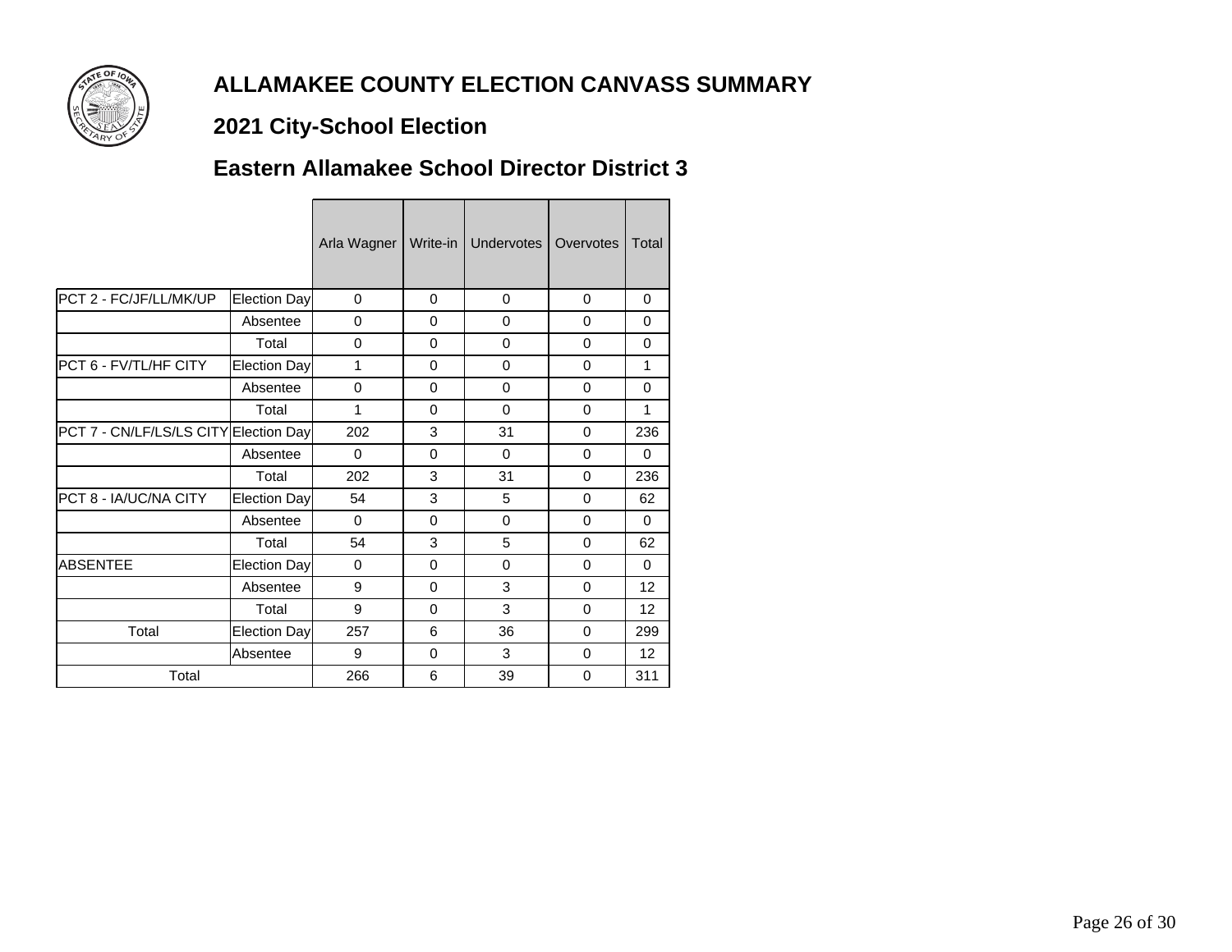# ALLAMAKEE COUNTY ELECTION CANVASS SUMMARY

## 2021 City-School Election

## Eastern Allamakee School Director District 3

| | | Arla Wagner | Write-in | Undervotes | Overvotes | Total |
|---|---|---|---|---|---|---|
| PCT 2 - FC/JF/LL/MK/UP | Election Day | 0 | 0 | 0 | 0 | 0 |
| | Absentee | 0 | 0 | 0 | 0 | 0 |
| | Total | 0 | 0 | 0 | 0 | 0 |
| PCT 6 - FV/TL/HF CITY | Election Day | 1 | 0 | 0 | 0 | 1 |
| | Absentee | 0 | 0 | 0 | 0 | 0 |
| | Total | 1 | 0 | 0 | 0 | 1 |
| PCT 7 - CN/LF/LS/LS CITY | Election Day | 202 | 3 | 31 | 0 | 236 |
| | Absentee | 0 | 0 | 0 | 0 | 0 |
| | Total | 202 | 3 | 31 | 0 | 236 |
| PCT 8 - IA/UC/NA CITY | Election Day | 54 | 3 | 5 | 0 | 62 |
| | Absentee | 0 | 0 | 0 | 0 | 0 |
| | Total | 54 | 3 | 5 | 0 | 62 |
| ABSENTEE | Election Day | 0 | 0 | 0 | 0 | 0 |
| | Absentee | 9 | 0 | 3 | 0 | 12 |
| | Total | 9 | 0 | 3 | 0 | 12 |
| Total | Election Day | 257 | 6 | 36 | 0 | 299 |
| | Absentee | 9 | 0 | 3 | 0 | 12 |
| Total | | 266 | 6 | 39 | 0 | 311 |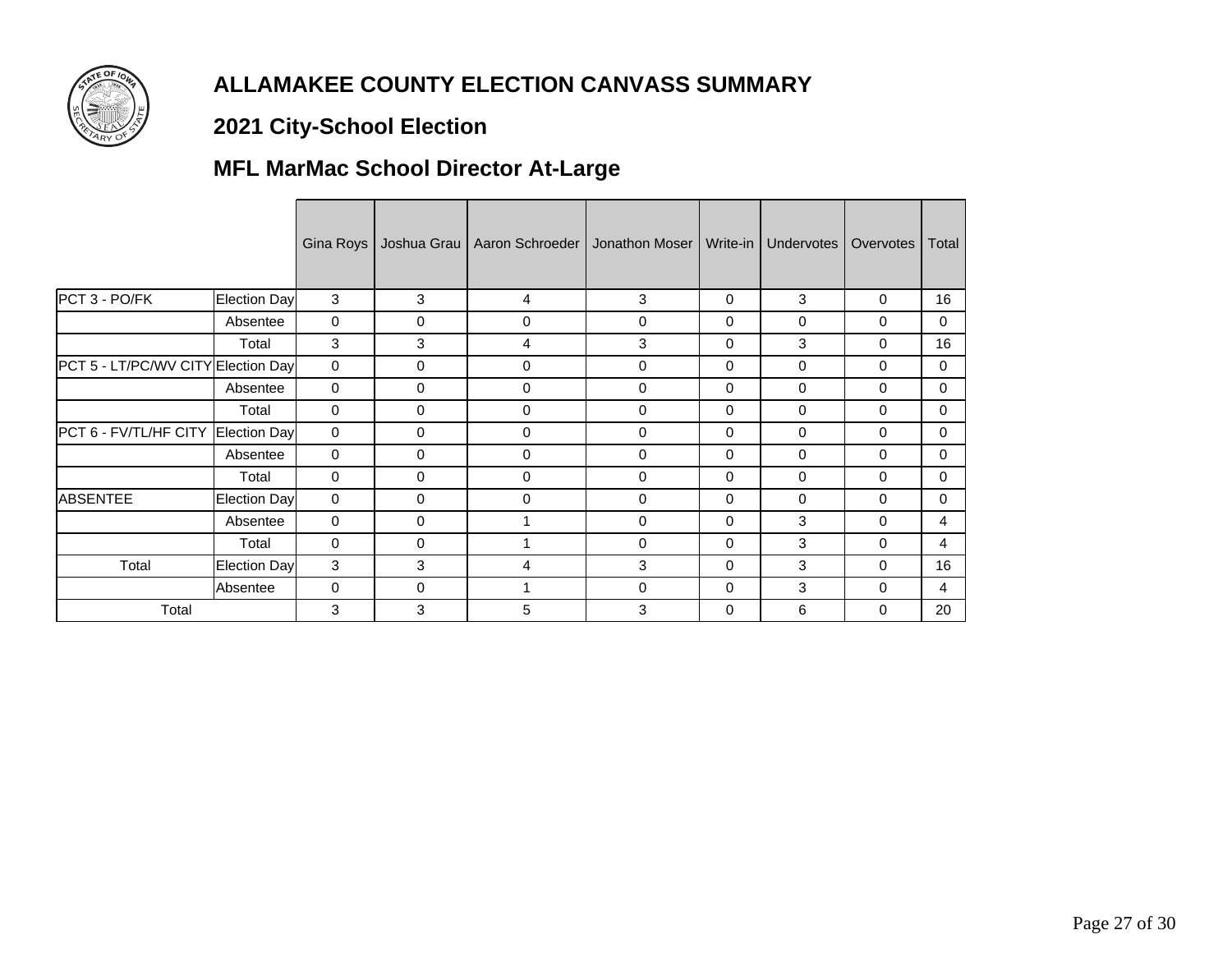# ALLAMAKEE COUNTY ELECTION CANVASS SUMMARY

## 2021 City-School Election

## MFL MarMac School Director At-Large

| | | Gina Roys | Joshua Grau | Aaron Schroeder | Jonathon Moser | Write-in | Undervotes | Overvotes | Total |
|---|---|---|---|---|---|---|---|---|---|
| PCT 3 - PO/FK | Election Day | 3 | 3 | 4 | 3 | 0 | 3 | 0 | 16 |
| | Absentee | 0 | 0 | 0 | 0 | 0 | 0 | 0 | 0 |
| | Total | 3 | 3 | 4 | 3 | 0 | 3 | 0 | 16 |
| PCT 5 - LT/PC/WV CITY | Election Day | 0 | 0 | 0 | 0 | 0 | 0 | 0 | 0 |
| | Absentee | 0 | 0 | 0 | 0 | 0 | 0 | 0 | 0 |
| | Total | 0 | 0 | 0 | 0 | 0 | 0 | 0 | 0 |
| PCT 6 - FV/TL/HF CITY | Election Day | 0 | 0 | 0 | 0 | 0 | 0 | 0 | 0 |
| | Absentee | 0 | 0 | 0 | 0 | 0 | 0 | 0 | 0 |
| | Total | 0 | 0 | 0 | 0 | 0 | 0 | 0 | 0 |
| ABSENTEE | Election Day | 0 | 0 | 0 | 0 | 0 | 0 | 0 | 0 |
| | Absentee | 0 | 0 | 1 | 0 | 0 | 3 | 0 | 4 |
| | Total | 0 | 0 | 1 | 0 | 0 | 3 | 0 | 4 |
| Total | Election Day | 3 | 3 | 4 | 3 | 0 | 3 | 0 | 16 |
| | Absentee | 0 | 0 | 1 | 0 | 0 | 3 | 0 | 4 |
| Total | | 3 | 3 | 5 | 3 | 0 | 6 | 0 | 20 |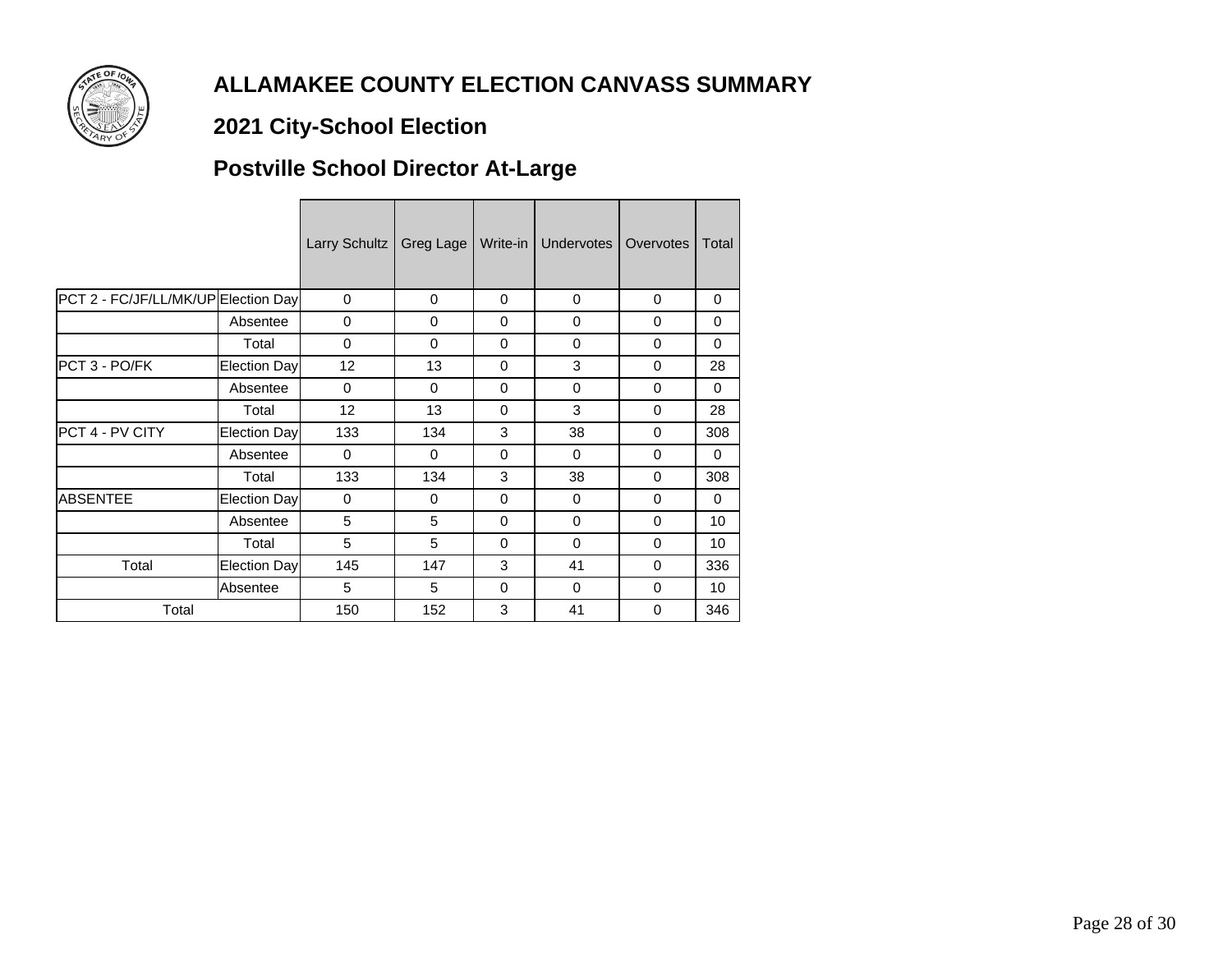# ALLAMAKEE COUNTY ELECTION CANVASS SUMMARY

## 2021 City-School Election

## Postville School Director At-Large

| | | Larry Schultz | Greg Lage | Write-in | Undervotes | Overvotes | Total |
|---|---|---|---|---|---|---|---|
| PCT 2 - FC/JF/LL/MK/UP | Election Day | 0 | 0 | 0 | 0 | 0 | 0 |
| | Absentee | 0 | 0 | 0 | 0 | 0 | 0 |
| | Total | 0 | 0 | 0 | 0 | 0 | 0 |
| PCT 3 - PO/FK | Election Day | 12 | 13 | 0 | 3 | 0 | 28 |
| | Absentee | 0 | 0 | 0 | 0 | 0 | 0 |
| | Total | 12 | 13 | 0 | 3 | 0 | 28 |
| PCT 4 - PV CITY | Election Day | 133 | 134 | 3 | 38 | 0 | 308 |
| | Absentee | 0 | 0 | 0 | 0 | 0 | 0 |
| | Total | 133 | 134 | 3 | 38 | 0 | 308 |
| ABSENTEE | Election Day | 0 | 0 | 0 | 0 | 0 | 0 |
| | Absentee | 5 | 5 | 0 | 0 | 0 | 10 |
| | Total | 5 | 5 | 0 | 0 | 0 | 10 |
| Total | Election Day | 145 | 147 | 3 | 41 | 0 | 336 |
| | Absentee | 5 | 5 | 0 | 0 | 0 | 10 |
| Total | | 150 | 152 | 3 | 41 | 0 | 346 |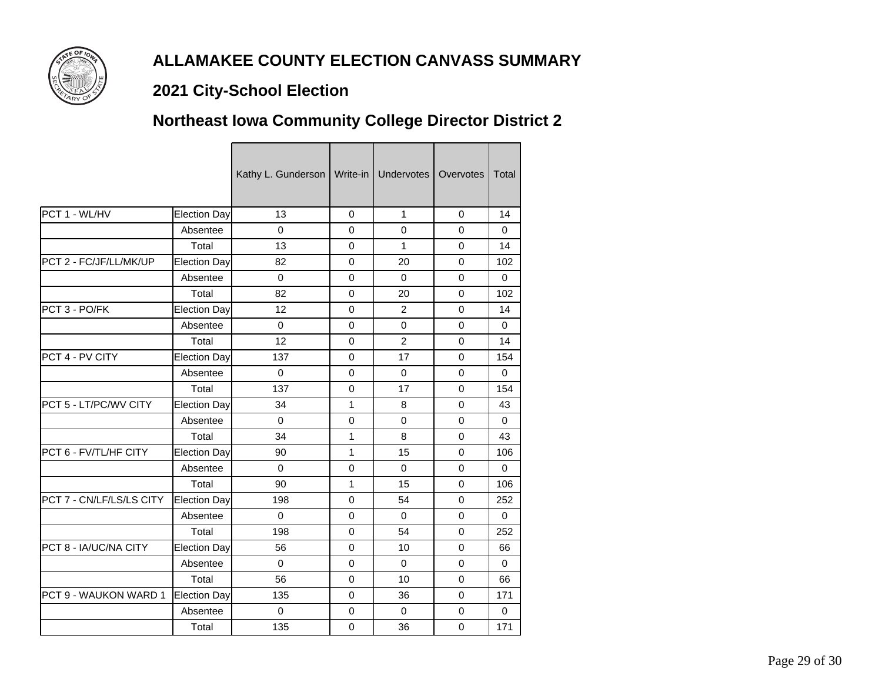# ALLAMAKEE COUNTY ELECTION CANVASS SUMMARY

## 2021 City-School Election

## Northeast Iowa Community College Director District 2

| | | Kathy L. Gunderson | Write-in | Undervotes | Overvotes | Total |
|---|---|---|---|---|---|---|
| PCT 1 - WL/HV | Election Day | 13 | 0 | 1 | 0 | 14 |
| | Absentee | 0 | 0 | 0 | 0 | 0 |
| | Total | 13 | 0 | 1 | 0 | 14 |
| PCT 2 - FC/JF/LL/MK/UP | Election Day | 82 | 0 | 20 | 0 | 102 |
| | Absentee | 0 | 0 | 0 | 0 | 0 |
| | Total | 82 | 0 | 20 | 0 | 102 |
| PCT 3 - PO/FK | Election Day | 12 | 0 | 2 | 0 | 14 |
| | Absentee | 0 | 0 | 0 | 0 | 0 |
| | Total | 12 | 0 | 2 | 0 | 14 |
| PCT 4 - PV CITY | Election Day | 137 | 0 | 17 | 0 | 154 |
| | Absentee | 0 | 0 | 0 | 0 | 0 |
| | Total | 137 | 0 | 17 | 0 | 154 |
| PCT 5 - LT/PC/WV CITY | Election Day | 34 | 1 | 8 | 0 | 43 |
| | Absentee | 0 | 0 | 0 | 0 | 0 |
| | Total | 34 | 1 | 8 | 0 | 43 |
| PCT 6 - FV/TL/HF CITY | Election Day | 90 | 1 | 15 | 0 | 106 |
| | Absentee | 0 | 0 | 0 | 0 | 0 |
| | Total | 90 | 1 | 15 | 0 | 106 |
| PCT 7 - CN/LF/LS/LS CITY | Election Day | 198 | 0 | 54 | 0 | 252 |
| | Absentee | 0 | 0 | 0 | 0 | 0 |
| | Total | 198 | 0 | 54 | 0 | 252 |
| PCT 8 - IA/UC/NA CITY | Election Day | 56 | 0 | 10 | 0 | 66 |
| | Absentee | 0 | 0 | 0 | 0 | 0 |
| | Total | 56 | 0 | 10 | 0 | 66 |
| PCT 9 - WAUKON WARD 1 | Election Day | 135 | 0 | 36 | 0 | 171 |
| | Absentee | 0 | 0 | 0 | 0 | 0 |
| | Total | 135 | 0 | 36 | 0 | 171 |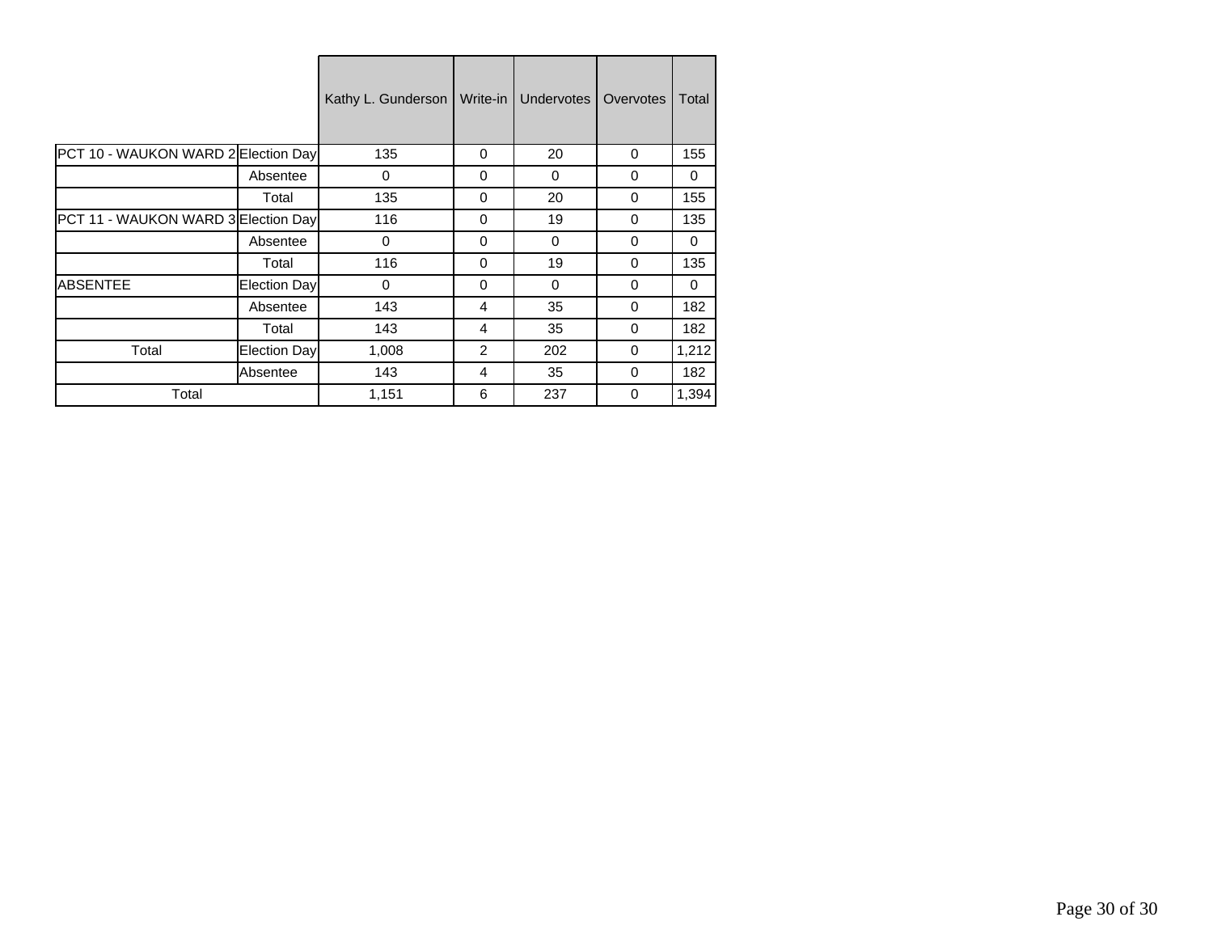| | | Kathy L. Gunderson | Write-in | Undervotes | Overvotes | Total |
|---|---|---|---|---|---|---|
| PCT 10 - WAUKON WARD 2 | Election Day | 135 | 0 | 20 | 0 | 155 |
| | Absentee | 0 | 0 | 0 | 0 | 0 |
| | Total | 135 | 0 | 20 | 0 | 155 |
| PCT 11 - WAUKON WARD 3 | Election Day | 116 | 0 | 19 | 0 | 135 |
| | Absentee | 0 | 0 | 0 | 0 | 0 |
| | Total | 116 | 0 | 19 | 0 | 135 |
| ABSENTEE | Election Day | 0 | 0 | 0 | 0 | 0 |
| | Absentee | 143 | 4 | 35 | 0 | 182 |
| | Total | 143 | 4 | 35 | 0 | 182 |
| Total | Election Day | 1,008 | 2 | 202 | 0 | 1,212 |
| | Absentee | 143 | 4 | 35 | 0 | 182 |
| Total | | 1,151 | 6 | 237 | 0 | 1,394 |